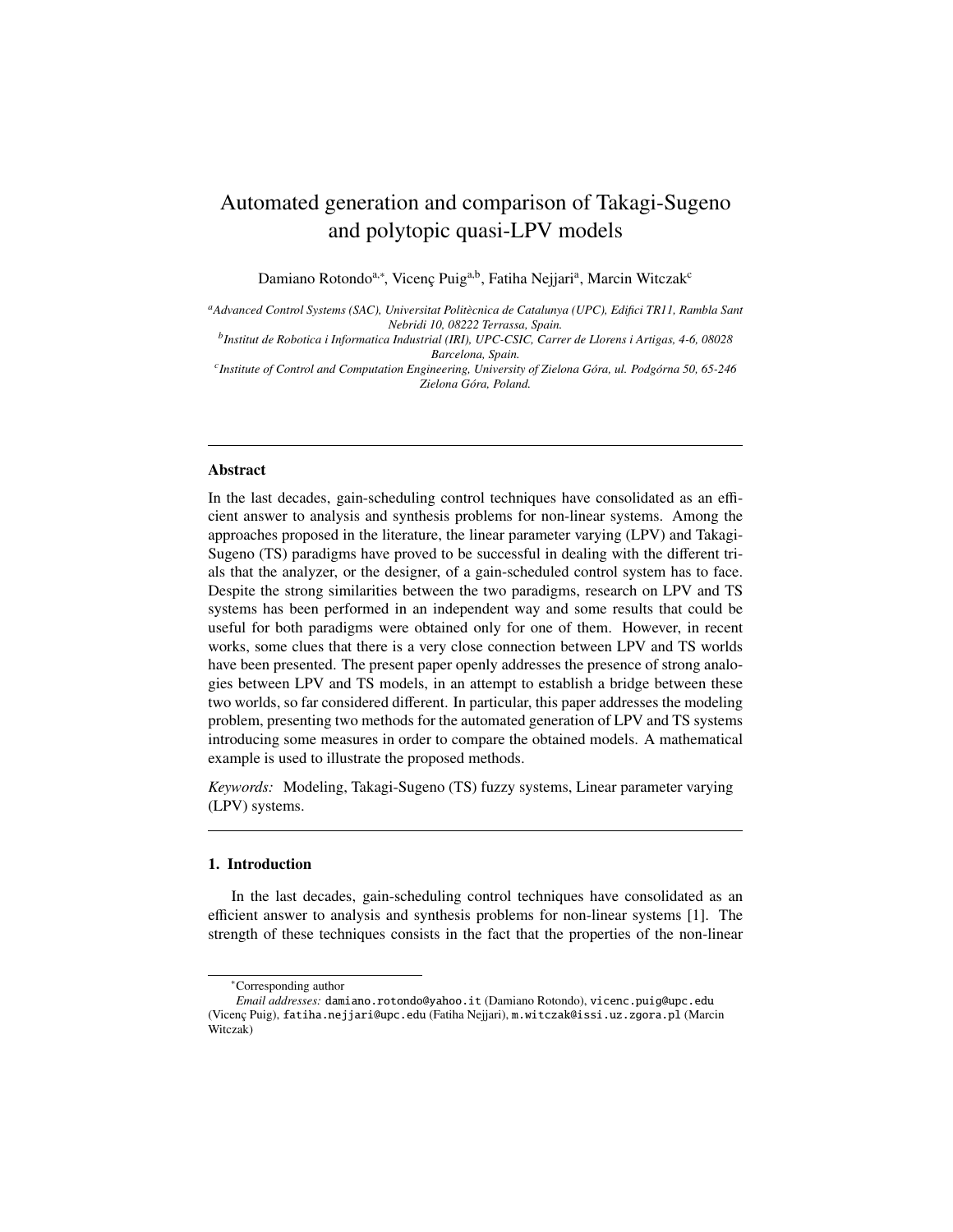# Automated generation and comparison of Takagi-Sugeno and polytopic quasi-LPV models

Damiano Rotondo[a,*], Vicenç Puig[a,b], Fatiha Nejjari[a], Marcin Witczak[c]

[a] *Advanced Control Systems (SAC), Universitat Politècnica de Catalunya (UPC), Edifici TR11, Rambla Sant Nebridi 10, 08222 Terrassa, Spain.*

[b] *Institut de Robotica i Informatica Industrial (IRI), UPC-CSIC, Carrer de Llorens i Artigas, 4-6, 08028 Barcelona, Spain.*

[c] *Institute of Control and Computation Engineering, University of Zielona Góra, ul. Podgórna 50, 65-246 Zielona Góra, Poland.*

---

## Abstract

In the last decades, gain-scheduling control techniques have consolidated as an efficient answer to analysis and synthesis problems for non-linear systems. Among the approaches proposed in the literature, the linear parameter varying (LPV) and Takagi-Sugeno (TS) paradigms have proved to be successful in dealing with the different trials that the analyzer, or the designer, of a gain-scheduled control system has to face. Despite the strong similarities between the two paradigms, research on LPV and TS systems has been performed in an independent way and some results that could be useful for both paradigms were obtained only for one of them. However, in recent works, some clues that there is a very close connection between LPV and TS worlds have been presented. The present paper openly addresses the presence of strong analogies between LPV and TS models, in an attempt to establish a bridge between these two worlds, so far considered different. In particular, this paper addresses the modeling problem, presenting two methods for the automated generation of LPV and TS systems introducing some measures in order to compare the obtained models. A mathematical example is used to illustrate the proposed methods.

*Keywords:* Modeling, Takagi-Sugeno (TS) fuzzy systems, Linear parameter varying (LPV) systems.

---

## 1. Introduction

In the last decades, gain-scheduling control techniques have consolidated as an efficient answer to analysis and synthesis problems for non-linear systems [1]. The strength of these techniques consists in the fact that the properties of the non-linear

---

*Corresponding author

*Email addresses:* damiano.rotondo@yahoo.it (Damiano Rotondo), vicenc.puig@upc.edu (Vicenç Puig), fatiha.nejjari@upc.edu (Fatiha Nejjari), m.witczak@issi.uz.zgora.pl (Marcin Witczak)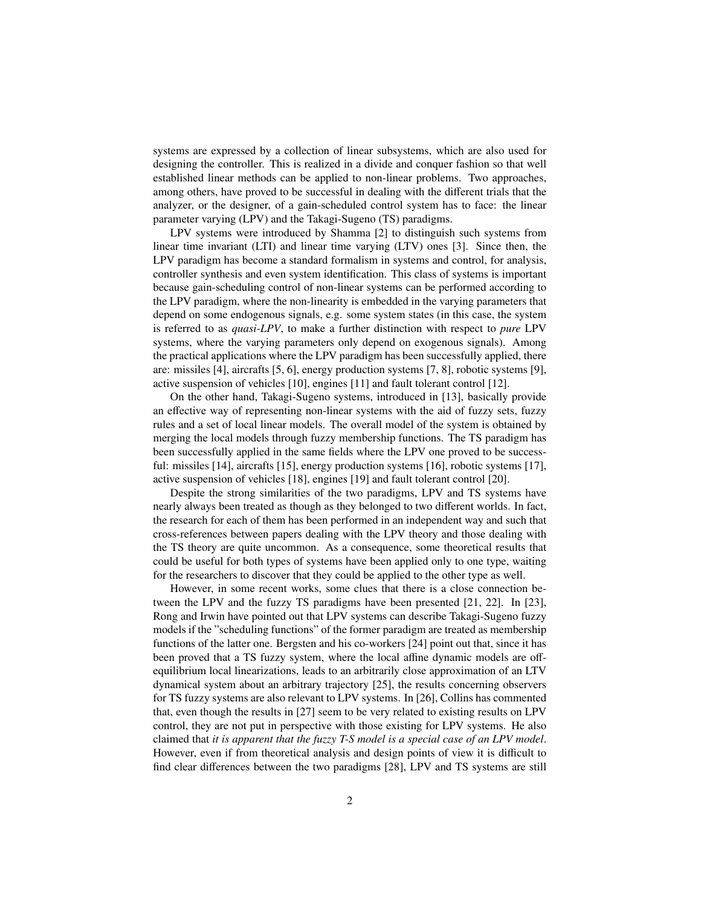systems are expressed by a collection of linear subsystems, which are also used for designing the controller. This is realized in a divide and conquer fashion so that well established linear methods can be applied to non-linear problems. Two approaches, among others, have proved to be successful in dealing with the different trials that the analyzer, or the designer, of a gain-scheduled control system has to face: the linear parameter varying (LPV) and the Takagi-Sugeno (TS) paradigms.

LPV systems were introduced by Shamma [2] to distinguish such systems from linear time invariant (LTI) and linear time varying (LTV) ones [3]. Since then, the LPV paradigm has become a standard formalism in systems and control, for analysis, controller synthesis and even system identification. This class of systems is important because gain-scheduling control of non-linear systems can be performed according to the LPV paradigm, where the non-linearity is embedded in the varying parameters that depend on some endogenous signals, e.g. some system states (in this case, the system is referred to as *quasi-LPV*, to make a further distinction with respect to *pure* LPV systems, where the varying parameters only depend on exogenous signals). Among the practical applications where the LPV paradigm has been successfully applied, there are: missiles [4], aircrafts [5, 6], energy production systems [7, 8], robotic systems [9], active suspension of vehicles [10], engines [11] and fault tolerant control [12].

On the other hand, Takagi-Sugeno systems, introduced in [13], basically provide an effective way of representing non-linear systems with the aid of fuzzy sets, fuzzy rules and a set of local linear models. The overall model of the system is obtained by merging the local models through fuzzy membership functions. The TS paradigm has been successfully applied in the same fields where the LPV one proved to be successful: missiles [14], aircrafts [15], energy production systems [16], robotic systems [17], active suspension of vehicles [18], engines [19] and fault tolerant control [20].

Despite the strong similarities of the two paradigms, LPV and TS systems have nearly always been treated as though as they belonged to two different worlds. In fact, the research for each of them has been performed in an independent way and such that cross-references between papers dealing with the LPV theory and those dealing with the TS theory are quite uncommon. As a consequence, some theoretical results that could be useful for both types of systems have been applied only to one type, waiting for the researchers to discover that they could be applied to the other type as well.

However, in some recent works, some clues that there is a close connection between the LPV and the fuzzy TS paradigms have been presented [21, 22]. In [23], Rong and Irwin have pointed out that LPV systems can describe Takagi-Sugeno fuzzy models if the "scheduling functions" of the former paradigm are treated as membership functions of the latter one. Bergsten and his co-workers [24] point out that, since it has been proved that a TS fuzzy system, where the local affine dynamic models are off-equilibrium local linearizations, leads to an arbitrarily close approximation of an LTV dynamical system about an arbitrary trajectory [25], the results concerning observers for TS fuzzy systems are also relevant to LPV systems. In [26], Collins has commented that, even though the results in [27] seem to be very related to existing results on LPV control, they are not put in perspective with those existing for LPV systems. He also claimed that *it is apparent that the fuzzy T-S model is a special case of an LPV model*. However, even if from theoretical analysis and design points of view it is difficult to find clear differences between the two paradigms [28], LPV and TS systems are still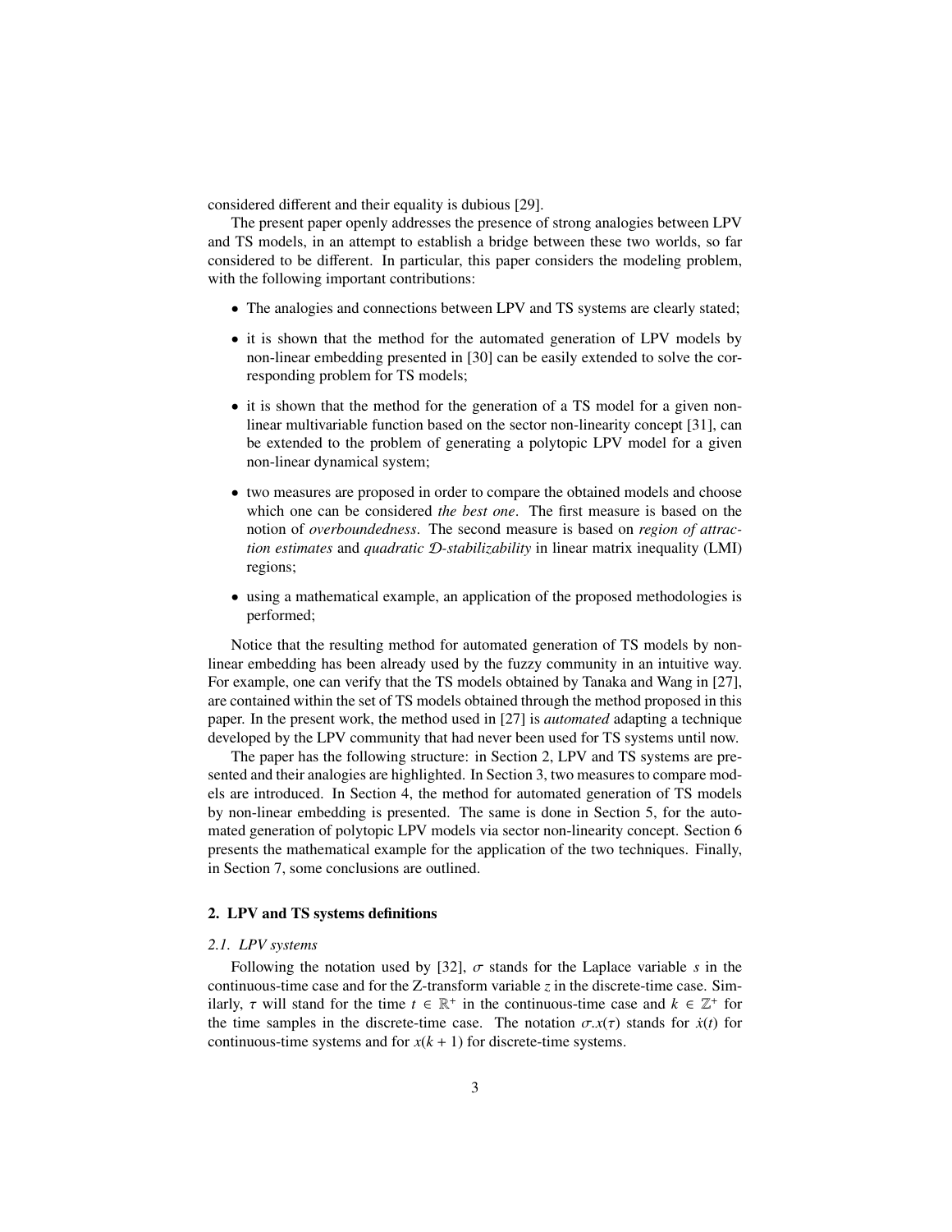considered different and their equality is dubious [29].

The present paper openly addresses the presence of strong analogies between LPV and TS models, in an attempt to establish a bridge between these two worlds, so far considered to be different. In particular, this paper considers the modeling problem, with the following important contributions:

- The analogies and connections between LPV and TS systems are clearly stated;
- it is shown that the method for the automated generation of LPV models by non-linear embedding presented in [30] can be easily extended to solve the corresponding problem for TS models;
- it is shown that the method for the generation of a TS model for a given non-linear multivariable function based on the sector non-linearity concept [31], can be extended to the problem of generating a polytopic LPV model for a given non-linear dynamical system;
- two measures are proposed in order to compare the obtained models and choose which one can be considered *the best one*. The first measure is based on the notion of *overboundedness*. The second measure is based on *region of attraction estimates* and *quadratic $\mathcal{D}$-stabilizability* in linear matrix inequality (LMI) regions;
- using a mathematical example, an application of the proposed methodologies is performed;

Notice that the resulting method for automated generation of TS models by non-linear embedding has been already used by the fuzzy community in an intuitive way. For example, one can verify that the TS models obtained by Tanaka and Wang in [27], are contained within the set of TS models obtained through the method proposed in this paper. In the present work, the method used in [27] is *automated* adapting a technique developed by the LPV community that had never been used for TS systems until now.

The paper has the following structure: in Section 2, LPV and TS systems are presented and their analogies are highlighted. In Section 3, two measures to compare models are introduced. In Section 4, the method for automated generation of TS models by non-linear embedding is presented. The same is done in Section 5, for the automated generation of polytopic LPV models via sector non-linearity concept. Section 6 presents the mathematical example for the application of the two techniques. Finally, in Section 7, some conclusions are outlined.

## 2. LPV and TS systems definitions

### 2.1. LPV systems

Following the notation used by [32], $\sigma$ stands for the Laplace variable $s$ in the continuous-time case and for the Z-transform variable $z$ in the discrete-time case. Similarly, $\tau$ will stand for the time $t \in \mathbb{R}^+$ in the continuous-time case and $k \in \mathbb{Z}^+$ for the time samples in the discrete-time case. The notation $\sigma.x(\tau)$ stands for $\dot{x}(t)$ for continuous-time systems and for $x(k+1)$ for discrete-time systems.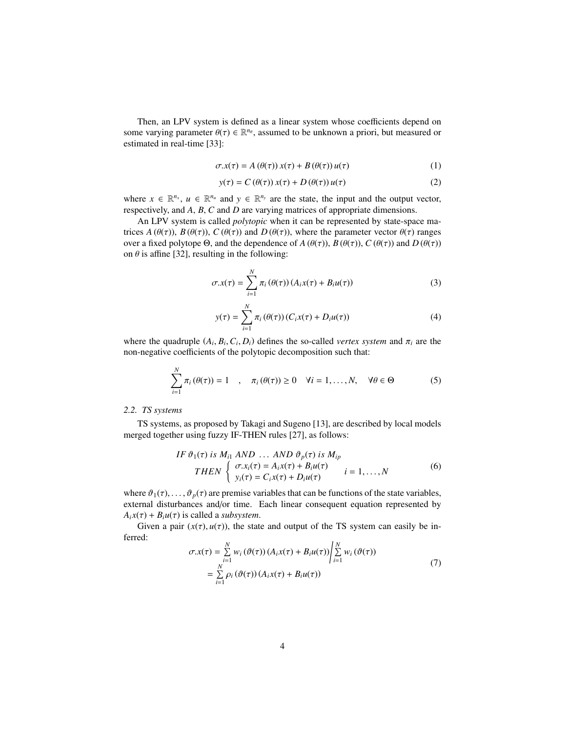Then, an LPV system is defined as a linear system whose coefficients depend on some varying parameter $\theta(\tau) \in \mathbb{R}^{n_\theta}$, assumed to be unknown a priori, but measured or estimated in real-time [33]:

$$\sigma.x(\tau) = A\left(\theta(\tau)\right)x(\tau) + B\left(\theta(\tau)\right)u(\tau) \tag{1}$$

$$y(\tau) = C\left(\theta(\tau)\right)x(\tau) + D\left(\theta(\tau)\right)u(\tau) \tag{2}$$

where $x \in \mathbb{R}^{n_x}$, $u \in \mathbb{R}^{n_u}$ and $y \in \mathbb{R}^{n_y}$ are the state, the input and the output vector, respectively, and $A$, $B$, $C$ and $D$ are varying matrices of appropriate dimensions.

An LPV system is called *polytopic* when it can be represented by state-space matrices $A\left(\theta(\tau)\right)$, $B\left(\theta(\tau)\right)$, $C\left(\theta(\tau)\right)$ and $D\left(\theta(\tau)\right)$, where the parameter vector $\theta(\tau)$ ranges over a fixed polytope $\Theta$, and the dependence of $A\left(\theta(\tau)\right)$, $B\left(\theta(\tau)\right)$, $C\left(\theta(\tau)\right)$ and $D\left(\theta(\tau)\right)$ on $\theta$ is affine [32], resulting in the following:

$$\sigma.x(\tau) = \sum_{i=1}^{N} \pi_i\left(\theta(\tau)\right)\left(A_i x(\tau) + B_i u(\tau)\right) \tag{3}$$

$$y(\tau) = \sum_{i=1}^{N} \pi_i\left(\theta(\tau)\right)\left(C_i x(\tau) + D_i u(\tau)\right) \tag{4}$$

where the quadruple $(A_i, B_i, C_i, D_i)$ defines the so-called *vertex system* and $\pi_i$ are the non-negative coefficients of the polytopic decomposition such that:

$$\sum_{i=1}^{N} \pi_i\left(\theta(\tau)\right) = 1 \quad , \quad \pi_i\left(\theta(\tau)\right) \geq 0 \quad \forall i = 1, \ldots, N, \quad \forall \theta \in \Theta \tag{5}$$

### 2.2. TS systems

TS systems, as proposed by Takagi and Sugeno [13], are described by local models merged together using fuzzy IF-THEN rules [27], as follows:

$$\begin{array}{l} IF\ \vartheta_1(\tau)\ is\ M_{i1}\ AND\ \ldots\ AND\ \vartheta_p(\tau)\ is\ M_{ip} \\ \quad THEN \left\{ \begin{array}{l} \sigma.x_i(\tau) = A_i x(\tau) + B_i u(\tau) \\ y_i(\tau) = C_i x(\tau) + D_i u(\tau) \end{array} \right. \quad i = 1, \ldots, N \end{array} \tag{6}$$

where $\vartheta_1(\tau), \ldots, \vartheta_p(\tau)$ are premise variables that can be functions of the state variables, external disturbances and/or time. Each linear consequent equation represented by $A_i x(\tau) + B_i u(\tau)$ is called a *subsystem*.

Given a pair $(x(\tau), u(\tau))$, the state and output of the TS system can easily be inferred:

$$\begin{aligned} \sigma.x(\tau) &= \sum_{i=1}^{N} w_i\left(\vartheta(\tau)\right)\left(A_i x(\tau) + B_i u(\tau)\right) \Big/ \sum_{i=1}^{N} w_i\left(\vartheta(\tau)\right) \\ &= \sum_{i=1}^{N} \rho_i\left(\vartheta(\tau)\right)\left(A_i x(\tau) + B_i u(\tau)\right) \end{aligned} \tag{7}$$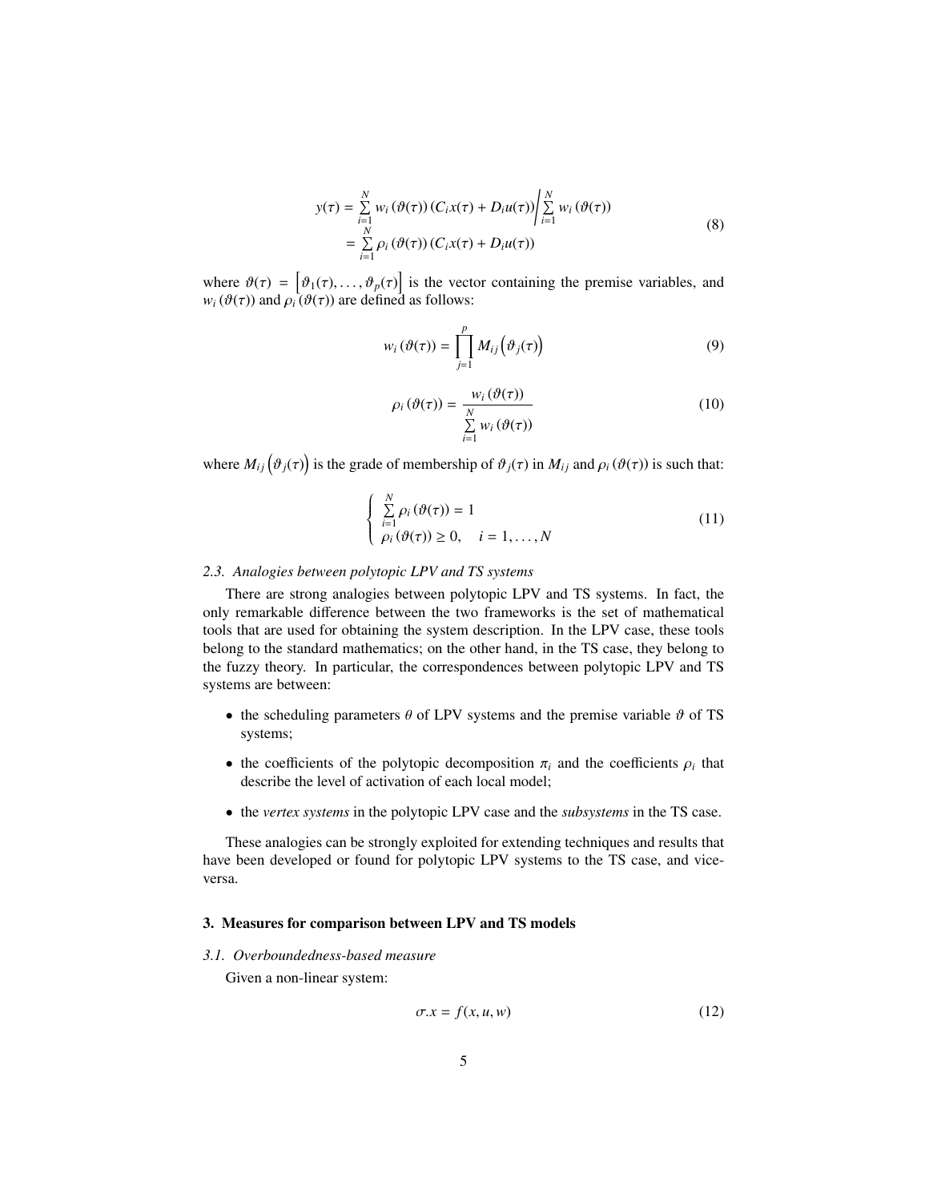$$
\begin{aligned}
y(\tau) &= \sum_{i=1}^{N} w_i\left(\vartheta(\tau)\right)\left(C_i x(\tau) + D_i u(\tau)\right) \Bigg/ \sum_{i=1}^{N} w_i\left(\vartheta(\tau)\right) \\
&= \sum_{i=1}^{N} \rho_i\left(\vartheta(\tau)\right)\left(C_i x(\tau) + D_i u(\tau)\right)
\end{aligned}
\tag{8}
$$

where $\vartheta(\tau) = \left[\vartheta_1(\tau), \ldots, \vartheta_p(\tau)\right]$ is the vector containing the premise variables, and $w_i\left(\vartheta(\tau)\right)$ and $\rho_i\left(\vartheta(\tau)\right)$ are defined as follows:

$$
w_i\left(\vartheta(\tau)\right) = \prod_{j=1}^{p} M_{ij}\left(\vartheta_j(\tau)\right) \tag{9}
$$

$$
\rho_i\left(\vartheta(\tau)\right) = \frac{w_i\left(\vartheta(\tau)\right)}{\sum_{i=1}^{N} w_i\left(\vartheta(\tau)\right)} \tag{10}
$$

where $M_{ij}\left(\vartheta_j(\tau)\right)$ is the grade of membership of $\vartheta_j(\tau)$ in $M_{ij}$ and $\rho_i\left(\vartheta(\tau)\right)$ is such that:

$$
\left\{
\begin{array}{l}
\sum_{i=1}^{N} \rho_i\left(\vartheta(\tau)\right) = 1 \\
\rho_i\left(\vartheta(\tau)\right) \geq 0, \quad i = 1, \ldots, N
\end{array}
\right.
\tag{11}
$$

### *2.3. Analogies between polytopic LPV and TS systems*

There are strong analogies between polytopic LPV and TS systems. In fact, the only remarkable difference between the two frameworks is the set of mathematical tools that are used for obtaining the system description. In the LPV case, these tools belong to the standard mathematics; on the other hand, in the TS case, they belong to the fuzzy theory. In particular, the correspondences between polytopic LPV and TS systems are between:

- the scheduling parameters $\theta$ of LPV systems and the premise variable $\vartheta$ of TS systems;
- the coefficients of the polytopic decomposition $\pi_i$ and the coefficients $\rho_i$ that describe the level of activation of each local model;
- the *vertex systems* in the polytopic LPV case and the *subsystems* in the TS case.

These analogies can be strongly exploited for extending techniques and results that have been developed or found for polytopic LPV systems to the TS case, and vice-versa.

## 3. Measures for comparison between LPV and TS models

### *3.1. Overboundedness-based measure*

Given a non-linear system:

$$
\sigma.x = f(x, u, w) \tag{12}
$$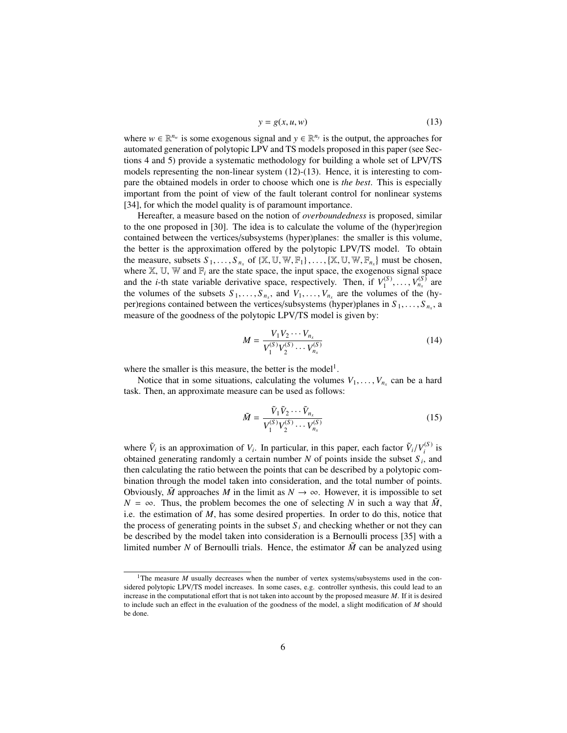$$y = g(x, u, w) \tag{13}$$

where $w \in \mathbb{R}^{n_w}$ is some exogenous signal and $y \in \mathbb{R}^{n_y}$ is the output, the approaches for automated generation of polytopic LPV and TS models proposed in this paper (see Sections 4 and 5) provide a systematic methodology for building a whole set of LPV/TS models representing the non-linear system (12)-(13). Hence, it is interesting to compare the obtained models in order to choose which one is *the best*. This is especially important from the point of view of the fault tolerant control for nonlinear systems [34], for which the model quality is of paramount importance.

Hereafter, a measure based on the notion of *overboundedness* is proposed, similar to the one proposed in [30]. The idea is to calculate the volume of the (hyper)region contained between the vertices/subsystems (hyper)planes: the smaller is this volume, the better is the approximation offered by the polytopic LPV/TS model. To obtain the measure, subsets $S_1, \ldots, S_{n_x}$ of $\{\mathbb{X}, \mathbb{U}, \mathbb{W}, \mathbb{F}_1\}, \ldots, \{\mathbb{X}, \mathbb{U}, \mathbb{W}, \mathbb{F}_{n_x}\}$ must be chosen, where $\mathbb{X}$, $\mathbb{U}$, $\mathbb{W}$ and $\mathbb{F}_i$ are the state space, the input space, the exogenous signal space and the $i$-th state variable derivative space, respectively. Then, if $V_1^{(S)}, \ldots, V_{n_x}^{(S)}$ are the volumes of the subsets $S_1, \ldots, S_{n_x}$, and $V_1, \ldots, V_{n_x}$ are the volumes of the (hyper)regions contained between the vertices/subsystems (hyper)planes in $S_1, \ldots, S_{n_x}$, a measure of the goodness of the polytopic LPV/TS model is given by:

$$M = \frac{V_1 V_2 \cdots V_{n_x}}{V_1^{(S)} V_2^{(S)} \cdots V_{n_x}^{(S)}} \tag{14}$$

where the smaller is this measure, the better is the model[1].

Notice that in some situations, calculating the volumes $V_1, \ldots, V_{n_x}$ can be a hard task. Then, an approximate measure can be used as follows:

$$\tilde{M} = \frac{\tilde{V}_1 \tilde{V}_2 \cdots \tilde{V}_{n_x}}{V_1^{(S)} V_2^{(S)} \cdots V_{n_x}^{(S)}} \tag{15}$$

where $\tilde{V}_i$ is an approximation of $V_i$. In particular, in this paper, each factor $\tilde{V}_i / V_i^{(S)}$ is obtained generating randomly a certain number $N$ of points inside the subset $S_i$, and then calculating the ratio between the points that can be described by a polytopic combination through the model taken into consideration, and the total number of points. Obviously, $\tilde{M}$ approaches $M$ in the limit as $N \to \infty$. However, it is impossible to set $N = \infty$. Thus, the problem becomes the one of selecting $N$ in such a way that $\tilde{M}$, i.e. the estimation of $M$, has some desired properties. In order to do this, notice that the process of generating points in the subset $S_i$ and checking whether or not they can be described by the model taken into consideration is a Bernoulli process [35] with a limited number $N$ of Bernoulli trials. Hence, the estimator $\tilde{M}$ can be analyzed using

---

[1] The measure $M$ usually decreases when the number of vertex systems/subsystems used in the considered polytopic LPV/TS model increases. In some cases, e.g. controller synthesis, this could lead to an increase in the computational effort that is not taken into account by the proposed measure $M$. If it is desired to include such an effect in the evaluation of the goodness of the model, a slight modification of $M$ should be done.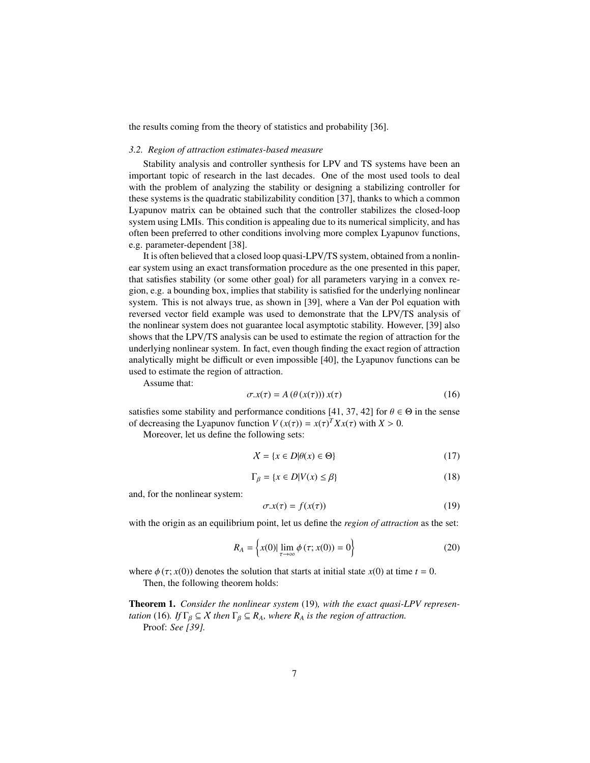the results coming from the theory of statistics and probability [36].

### 3.2. Region of attraction estimates-based measure

Stability analysis and controller synthesis for LPV and TS systems have been an important topic of research in the last decades. One of the most used tools to deal with the problem of analyzing the stability or designing a stabilizing controller for these systems is the quadratic stabilizability condition [37], thanks to which a common Lyapunov matrix can be obtained such that the controller stabilizes the closed-loop system using LMIs. This condition is appealing due to its numerical simplicity, and has often been preferred to other conditions involving more complex Lyapunov functions, e.g. parameter-dependent [38].

It is often believed that a closed loop quasi-LPV/TS system, obtained from a nonlinear system using an exact transformation procedure as the one presented in this paper, that satisfies stability (or some other goal) for all parameters varying in a convex region, e.g. a bounding box, implies that stability is satisfied for the underlying nonlinear system. This is not always true, as shown in [39], where a Van der Pol equation with reversed vector field example was used to demonstrate that the LPV/TS analysis of the nonlinear system does not guarantee local asymptotic stability. However, [39] also shows that the LPV/TS analysis can be used to estimate the region of attraction for the underlying nonlinear system. In fact, even though finding the exact region of attraction analytically might be difficult or even impossible [40], the Lyapunov functions can be used to estimate the region of attraction.

Assume that:

$$\sigma.x(\tau) = A\left(\theta\left(x(\tau)\right)\right)x(\tau) \tag{16}$$

satisfies some stability and performance conditions [41, 37, 42] for $\theta \in \Theta$ in the sense of decreasing the Lyapunov function $V\left(x(\tau)\right) = x(\tau)^T X x(\tau)$ with $X > 0$.

Moreover, let us define the following sets:

$$\mathcal{X} = \{x \in D | \theta(x) \in \Theta\} \tag{17}$$

$$\Gamma_\beta = \{x \in D | V(x) \leq \beta\} \tag{18}$$

and, for the nonlinear system:

$$\sigma.x(\tau) = f(x(\tau)) \tag{19}$$

with the origin as an equilibrium point, let us define the *region of attraction* as the set:

$$R_A = \left\{ x(0) | \lim_{\tau \to \infty} \phi\left(\tau; x(0)\right) = 0 \right\} \tag{20}$$

where $\phi\left(\tau; x(0)\right)$ denotes the solution that starts at initial state $x(0)$ at time $t = 0$.

Then, the following theorem holds:

**Theorem 1.** *Consider the nonlinear system* (19)*, with the exact quasi-LPV representation* (16)*. If* $\Gamma_\beta \subseteq \mathcal{X}$ *then* $\Gamma_\beta \subseteq R_A$*, where* $R_A$ *is the region of attraction.*

Proof: *See [39].*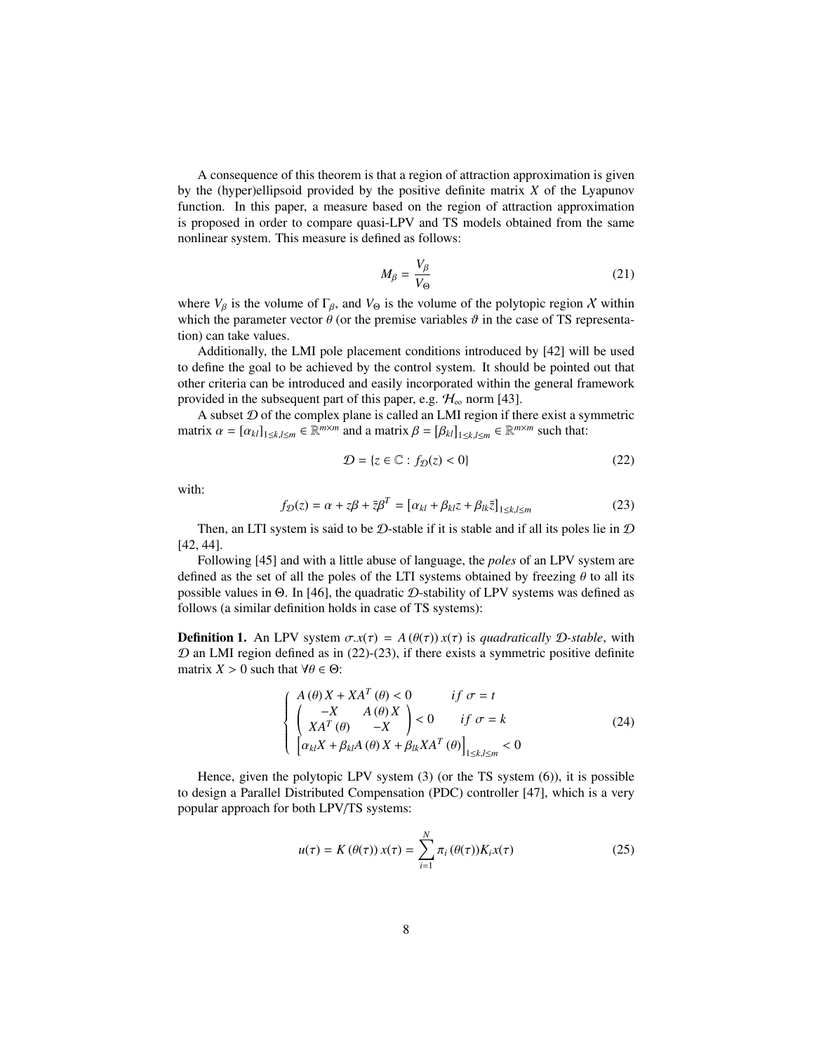A consequence of this theorem is that a region of attraction approximation is given by the (hyper)ellipsoid provided by the positive definite matrix $X$ of the Lyapunov function. In this paper, a measure based on the region of attraction approximation is proposed in order to compare quasi-LPV and TS models obtained from the same nonlinear system. This measure is defined as follows:

$$M_\beta = \frac{V_\beta}{V_\Theta} \tag{21}$$

where $V_\beta$ is the volume of $\Gamma_\beta$, and $V_\Theta$ is the volume of the polytopic region $\mathcal{X}$ within which the parameter vector $\theta$ (or the premise variables $\vartheta$ in the case of TS representation) can take values.

Additionally, the LMI pole placement conditions introduced by [42] will be used to define the goal to be achieved by the control system. It should be pointed out that other criteria can be introduced and easily incorporated within the general framework provided in the subsequent part of this paper, e.g. $\mathcal{H}_\infty$ norm [43].

A subset $\mathcal{D}$ of the complex plane is called an LMI region if there exist a symmetric matrix $\alpha = [\alpha_{kl}]_{1\leq k,l\leq m} \in \mathbb{R}^{m\times m}$ and a matrix $\beta = [\beta_{kl}]_{1\leq k,l\leq m} \in \mathbb{R}^{m\times m}$ such that:

$$\mathcal{D} = \{z \in \mathbb{C} : f_\mathcal{D}(z) < 0\} \tag{22}$$

with:

$$f_\mathcal{D}(z) = \alpha + z\beta + \bar{z}\beta^T = \left[\alpha_{kl} + \beta_{kl}z + \beta_{lk}\bar{z}\right]_{1\leq k,l\leq m} \tag{23}$$

Then, an LTI system is said to be $\mathcal{D}$-stable if it is stable and if all its poles lie in $\mathcal{D}$ [42, 44].

Following [45] and with a little abuse of language, the *poles* of an LPV system are defined as the set of all the poles of the LTI systems obtained by freezing $\theta$ to all its possible values in $\Theta$. In [46], the quadratic $\mathcal{D}$-stability of LPV systems was defined as follows (a similar definition holds in case of TS systems):

**Definition 1.** An LPV system $\sigma.x(\tau) = A(\theta(\tau))\,x(\tau)$ is *quadratically $\mathcal{D}$-stable*, with $\mathcal{D}$ an LMI region defined as in (22)-(23), if there exists a symmetric positive definite matrix $X > 0$ such that $\forall\theta \in \Theta$:

$$\left\{ \begin{array}{ll} A(\theta)X + XA^T(\theta) < 0 & if\ \sigma = t \\ \begin{pmatrix} -X & A(\theta)X \\ XA^T(\theta) & -X \end{pmatrix} < 0 & if\ \sigma = k \\ \left[\alpha_{kl}X + \beta_{kl}A(\theta)X + \beta_{lk}XA^T(\theta)\right]_{1\leq k,l\leq m} < 0 & \end{array} \right. \tag{24}$$

Hence, given the polytopic LPV system (3) (or the TS system (6)), it is possible to design a Parallel Distributed Compensation (PDC) controller [47], which is a very popular approach for both LPV/TS systems:

$$u(\tau) = K(\theta(\tau))\,x(\tau) = \sum_{i=1}^{N} \pi_i(\theta(\tau))K_i x(\tau) \tag{25}$$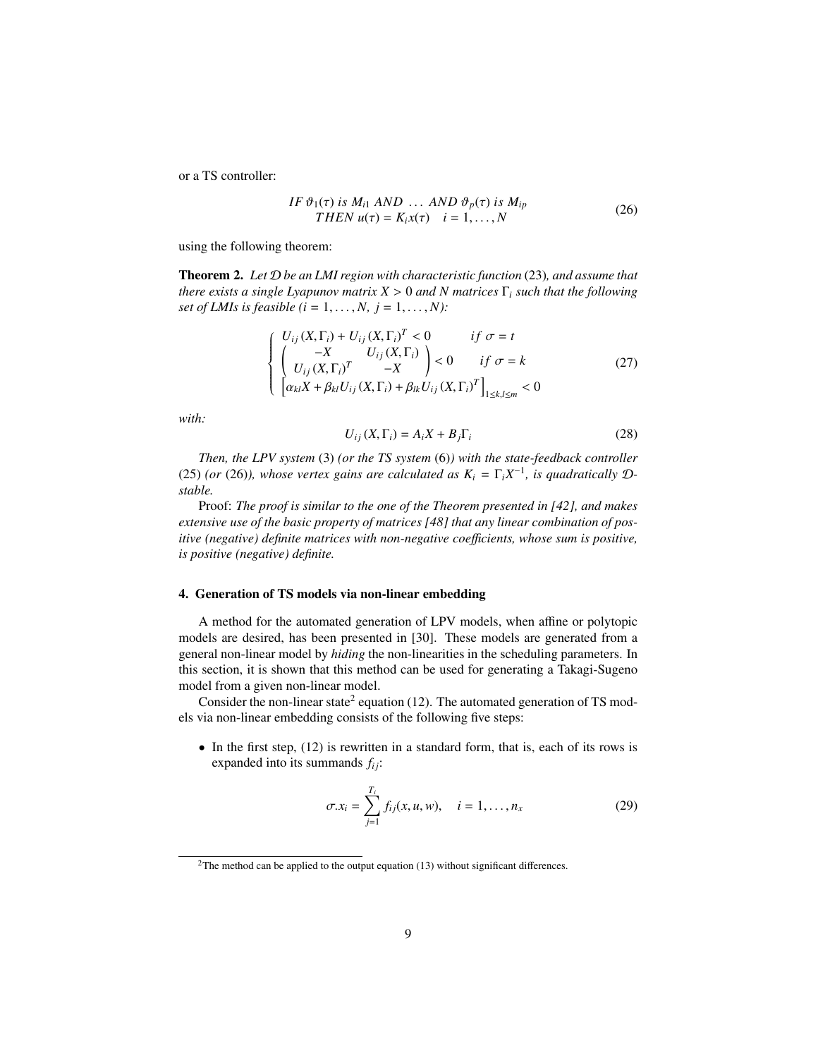or a TS controller:

$$
\begin{array}{c}
IF\ \vartheta_1(\tau)\ is\ M_{i1}\ AND\ \ldots\ AND\ \vartheta_p(\tau)\ is\ M_{ip} \\
THEN\ u(\tau) = K_i x(\tau) \quad i = 1, \ldots, N
\end{array}
\tag{26}
$$

using the following theorem:

**Theorem 2.** *Let $\mathcal{D}$ be an LMI region with characteristic function* (23)*, and assume that there exists a single Lyapunov matrix $X > 0$ and $N$ matrices $\Gamma_i$ such that the following set of LMIs is feasible ($i = 1, \ldots, N$, $j = 1, \ldots, N$):*

$$
\left\{
\begin{array}{ll}
U_{ij}(X, \Gamma_i) + U_{ij}(X, \Gamma_i)^T < 0 & if\ \sigma = t \\
\begin{pmatrix} -X & U_{ij}(X, \Gamma_i) \\ U_{ij}(X, \Gamma_i)^T & -X \end{pmatrix} < 0 & if\ \sigma = k \\
\left[\alpha_{kl} X + \beta_{kl} U_{ij}(X, \Gamma_i) + \beta_{lk} U_{ij}(X, \Gamma_i)^T\right]_{1 \leq k,l \leq m} < 0 &
\end{array}
\right.
\tag{27}
$$

*with:*

$$
U_{ij}(X, \Gamma_i) = A_i X + B_j \Gamma_i \tag{28}
$$

*Then, the LPV system* (3) *(or the TS system* (6)*) with the state-feedback controller* (25) *(or* (26)*), whose vertex gains are calculated as $K_i = \Gamma_i X^{-1}$, is quadratically $\mathcal{D}$-stable.*

Proof: *The proof is similar to the one of the Theorem presented in [42], and makes extensive use of the basic property of matrices [48] that any linear combination of positive (negative) definite matrices with non-negative coefficients, whose sum is positive, is positive (negative) definite.*

## 4. Generation of TS models via non-linear embedding

A method for the automated generation of LPV models, when affine or polytopic models are desired, has been presented in [30]. These models are generated from a general non-linear model by *hiding* the non-linearities in the scheduling parameters. In this section, it is shown that this method can be used for generating a Takagi-Sugeno model from a given non-linear model.

Consider the non-linear state[2] equation (12). The automated generation of TS models via non-linear embedding consists of the following five steps:

- In the first step, (12) is rewritten in a standard form, that is, each of its rows is expanded into its summands $f_{ij}$:

$$
\sigma.x_i = \sum_{j=1}^{T_i} f_{ij}(x, u, w), \quad i = 1, \ldots, n_x \tag{29}
$$

[2] The method can be applied to the output equation (13) without significant differences.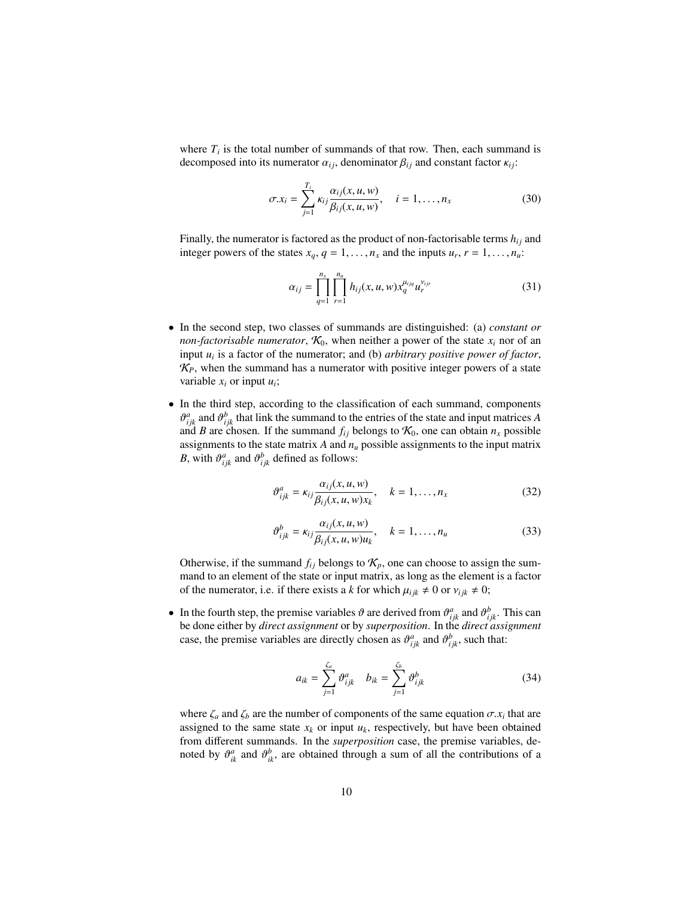where $T_i$ is the total number of summands of that row. Then, each summand is decomposed into its numerator $\alpha_{ij}$, denominator $\beta_{ij}$ and constant factor $\kappa_{ij}$:

$$\sigma.x_i = \sum_{j=1}^{T_i} \kappa_{ij} \frac{\alpha_{ij}(x,u,w)}{\beta_{ij}(x,u,w)}, \quad i = 1, \ldots, n_x \tag{30}$$

Finally, the numerator is factored as the product of non-factorisable terms $h_{ij}$ and integer powers of the states $x_q$, $q = 1, \ldots, n_x$ and the inputs $u_r$, $r = 1, \ldots, n_u$:

$$\alpha_{ij} = \prod_{q=1}^{n_x} \prod_{r=1}^{n_u} h_{ij}(x,u,w) x_q^{\mu_{ijq}} u_r^{\nu_{ijr}} \tag{31}$$

- In the second step, two classes of summands are distinguished: (a) *constant or non-factorisable numerator*, $\mathcal{K}_0$, when neither a power of the state $x_i$ nor of an input $u_i$ is a factor of the numerator; and (b) *arbitrary positive power of factor*, $\mathcal{K}_P$, when the summand has a numerator with positive integer powers of a state variable $x_i$ or input $u_i$;

- In the third step, according to the classification of each summand, components $\vartheta^a_{ijk}$ and $\vartheta^b_{ijk}$ that link the summand to the entries of the state and input matrices $A$ and $B$ are chosen. If the summand $f_{ij}$ belongs to $\mathcal{K}_0$, one can obtain $n_x$ possible assignments to the state matrix $A$ and $n_u$ possible assignments to the input matrix $B$, with $\vartheta^a_{ijk}$ and $\vartheta^b_{ijk}$ defined as follows:

$$\vartheta^a_{ijk} = \kappa_{ij} \frac{\alpha_{ij}(x,u,w)}{\beta_{ij}(x,u,w) x_k}, \quad k = 1, \ldots, n_x \tag{32}$$

$$\vartheta^b_{ijk} = \kappa_{ij} \frac{\alpha_{ij}(x,u,w)}{\beta_{ij}(x,u,w) u_k}, \quad k = 1, \ldots, n_u \tag{33}$$

  Otherwise, if the summand $f_{ij}$ belongs to $\mathcal{K}_p$, one can choose to assign the summand to an element of the state or input matrix, as long as the element is a factor of the numerator, i.e. if there exists a $k$ for which $\mu_{ijk} \neq 0$ or $\nu_{ijk} \neq 0$;

- In the fourth step, the premise variables $\vartheta$ are derived from $\vartheta^a_{ijk}$ and $\vartheta^b_{ijk}$. This can be done either by *direct assignment* or by *superposition*. In the *direct assignment* case, the premise variables are directly chosen as $\vartheta^a_{ijk}$ and $\vartheta^b_{ijk}$, such that:

$$a_{ik} = \sum_{j=1}^{\zeta_a} \vartheta^a_{ijk} \quad b_{ik} = \sum_{j=1}^{\zeta_b} \vartheta^b_{ijk} \tag{34}$$

  where $\zeta_a$ and $\zeta_b$ are the number of components of the same equation $\sigma.x_i$ that are assigned to the same state $x_k$ or input $u_k$, respectively, but have been obtained from different summands. In the *superposition* case, the premise variables, denoted by $\vartheta^a_{ik}$ and $\vartheta^b_{ik}$, are obtained through a sum of all the contributions of a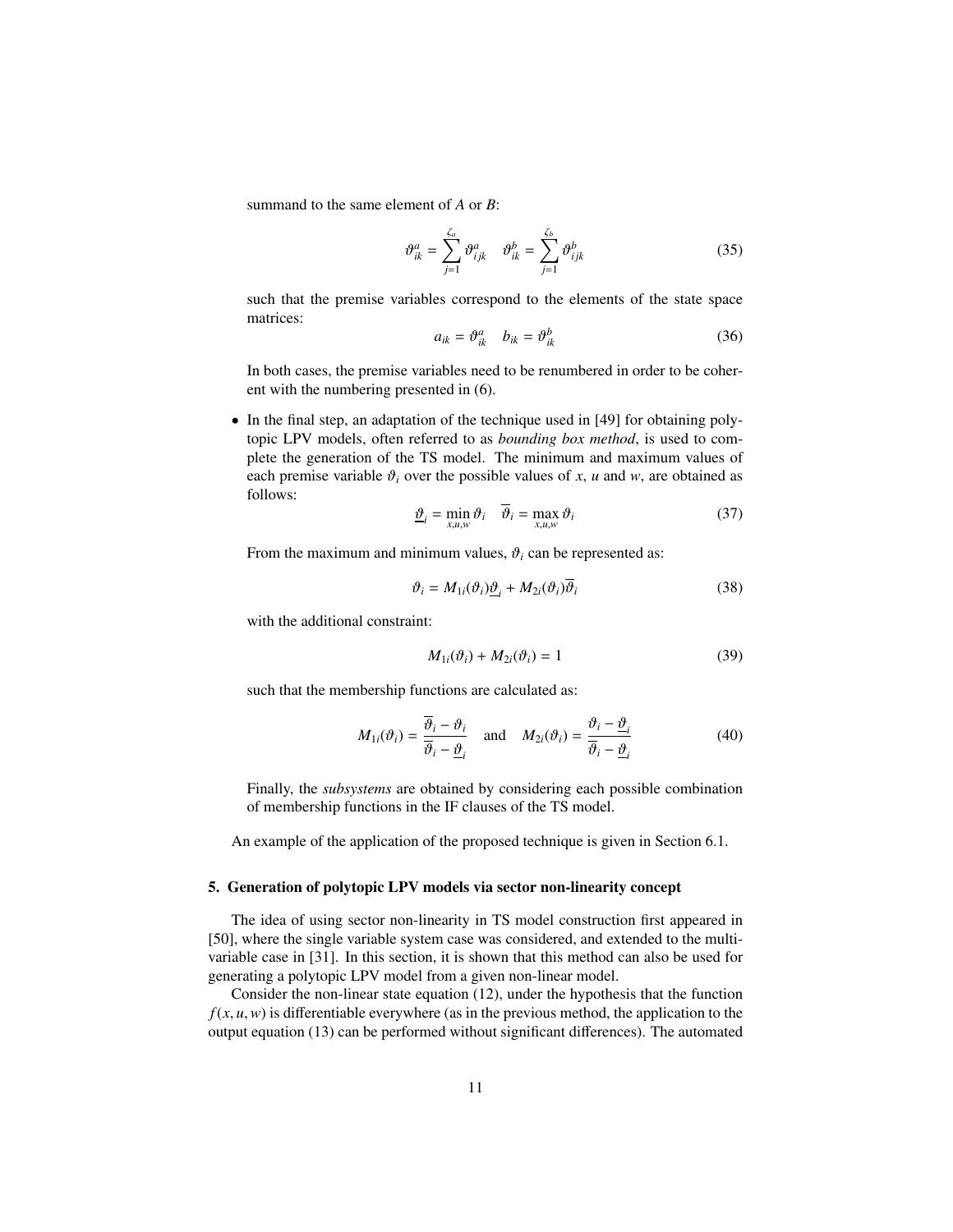summand to the same element of $A$ or $B$:

$$\vartheta_{ik}^{a} = \sum_{j=1}^{\zeta_a} \vartheta_{ijk}^{a} \quad \vartheta_{ik}^{b} = \sum_{j=1}^{\zeta_b} \vartheta_{ijk}^{b} \tag{35}$$

such that the premise variables correspond to the elements of the state space matrices:

$$a_{ik} = \vartheta_{ik}^{a} \quad b_{ik} = \vartheta_{ik}^{b} \tag{36}$$

In both cases, the premise variables need to be renumbered in order to be coherent with the numbering presented in (6).

- In the final step, an adaptation of the technique used in [49] for obtaining polytopic LPV models, often referred to as *bounding box method*, is used to complete the generation of the TS model. The minimum and maximum values of each premise variable $\vartheta_i$ over the possible values of $x$, $u$ and $w$, are obtained as follows:

$$\underline{\vartheta}_i = \min_{x,u,w} \vartheta_i \quad \overline{\vartheta}_i = \max_{x,u,w} \vartheta_i \tag{37}$$

From the maximum and minimum values, $\vartheta_i$ can be represented as:

$$\vartheta_i = M_{1i}(\vartheta_i)\underline{\vartheta}_i + M_{2i}(\vartheta_i)\overline{\vartheta}_i \tag{38}$$

with the additional constraint:

$$M_{1i}(\vartheta_i) + M_{2i}(\vartheta_i) = 1 \tag{39}$$

such that the membership functions are calculated as:

$$M_{1i}(\vartheta_i) = \frac{\overline{\vartheta}_i - \vartheta_i}{\overline{\vartheta}_i - \underline{\vartheta}_i} \quad \text{and} \quad M_{2i}(\vartheta_i) = \frac{\vartheta_i - \underline{\vartheta}_i}{\overline{\vartheta}_i - \underline{\vartheta}_i} \tag{40}$$

Finally, the *subsystems* are obtained by considering each possible combination of membership functions in the IF clauses of the TS model.

An example of the application of the proposed technique is given in Section 6.1.

## 5. Generation of polytopic LPV models via sector non-linearity concept

The idea of using sector non-linearity in TS model construction first appeared in [50], where the single variable system case was considered, and extended to the multivariable case in [31]. In this section, it is shown that this method can also be used for generating a polytopic LPV model from a given non-linear model.

Consider the non-linear state equation (12), under the hypothesis that the function $f(x, u, w)$ is differentiable everywhere (as in the previous method, the application to the output equation (13) can be performed without significant differences). The automated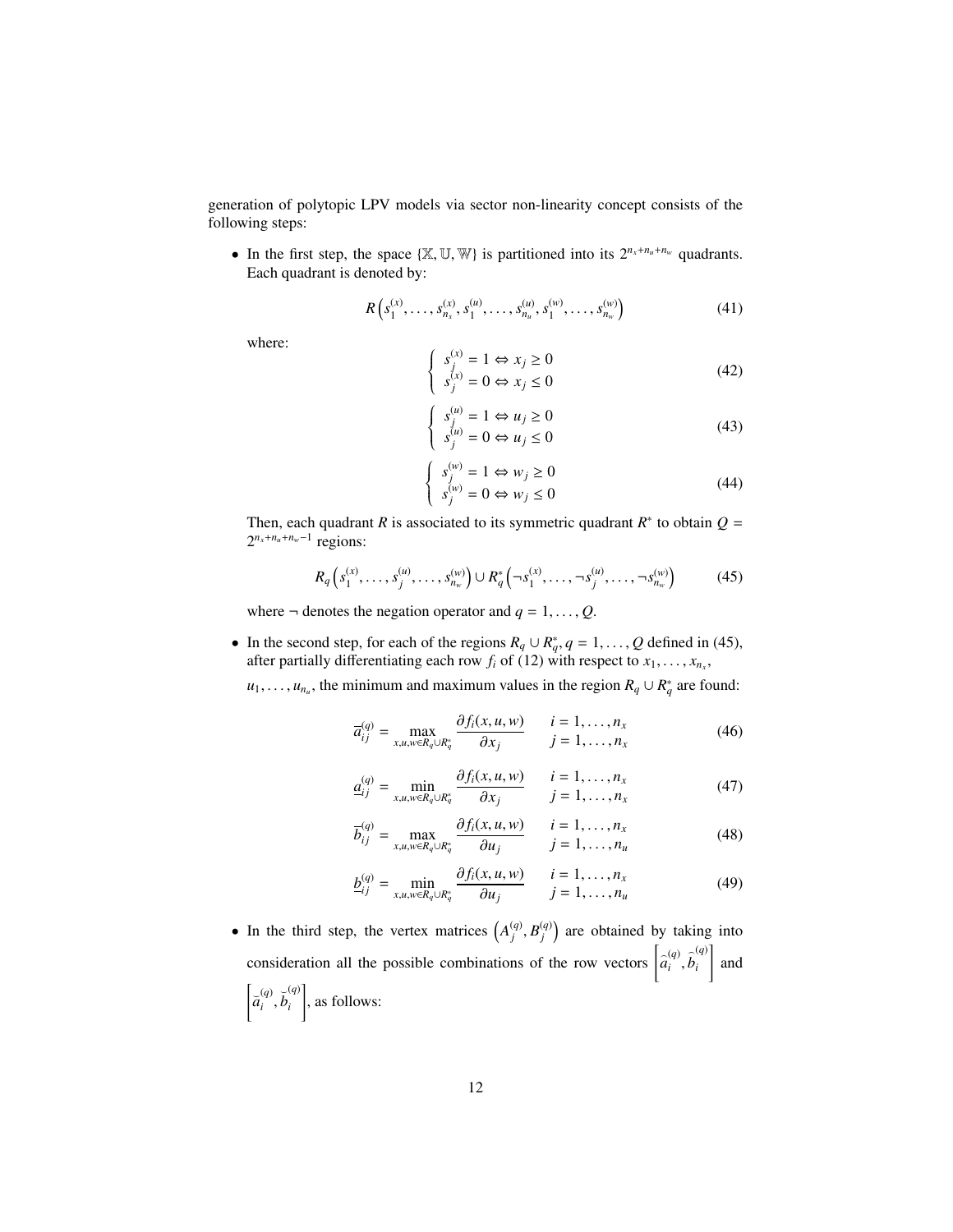generation of polytopic LPV models via sector non-linearity concept consists of the following steps:

- In the first step, the space $\{\mathbb{X}, \mathbb{U}, \mathbb{W}\}$ is partitioned into its $2^{n_x+n_u+n_w}$ quadrants. Each quadrant is denoted by:

$$R\left(s_1^{(x)}, \ldots, s_{n_x}^{(x)}, s_1^{(u)}, \ldots, s_{n_u}^{(u)}, s_1^{(w)}, \ldots, s_{n_w}^{(w)}\right) \tag{41}$$

where:

$$\begin{cases} s_j^{(x)} = 1 \Leftrightarrow x_j \geq 0 \\ s_j^{(x)} = 0 \Leftrightarrow x_j \leq 0 \end{cases} \tag{42}$$

$$\begin{cases} s_j^{(u)} = 1 \Leftrightarrow u_j \geq 0 \\ s_j^{(u)} = 0 \Leftrightarrow u_j \leq 0 \end{cases} \tag{43}$$

$$\begin{cases} s_j^{(w)} = 1 \Leftrightarrow w_j \geq 0 \\ s_j^{(w)} = 0 \Leftrightarrow w_j \leq 0 \end{cases} \tag{44}$$

Then, each quadrant $R$ is associated to its symmetric quadrant $R^*$ to obtain $Q = 2^{n_x+n_u+n_w-1}$ regions:

$$R_q\left(s_1^{(x)}, \ldots, s_j^{(u)}, \ldots, s_{n_w}^{(w)}\right) \cup R_q^*\left(\neg s_1^{(x)}, \ldots, \neg s_j^{(u)}, \ldots, \neg s_{n_w}^{(w)}\right) \tag{45}$$

where $\neg$ denotes the negation operator and $q = 1, \ldots, Q$.

- In the second step, for each of the regions $R_q \cup R_q^*, q = 1, \ldots, Q$ defined in (45), after partially differentiating each row $f_i$ of (12) with respect to $x_1, \ldots, x_{n_x}$, $u_1, \ldots, u_{n_u}$, the minimum and maximum values in the region $R_q \cup R_q^*$ are found:

$$\overline{a}_{ij}^{(q)} = \max_{x,u,w \in R_q \cup R_q^*} \frac{\partial f_i(x,u,w)}{\partial x_j} \qquad \begin{array}{l} i = 1, \ldots, n_x \\ j = 1, \ldots, n_x \end{array} \tag{46}$$

$$\underline{a}_{ij}^{(q)} = \min_{x,u,w \in R_q \cup R_q^*} \frac{\partial f_i(x,u,w)}{\partial x_j} \qquad \begin{array}{l} i = 1, \ldots, n_x \\ j = 1, \ldots, n_x \end{array} \tag{47}$$

$$\overline{b}_{ij}^{(q)} = \max_{x,u,w \in R_q \cup R_q^*} \frac{\partial f_i(x,u,w)}{\partial u_j} \qquad \begin{array}{l} i = 1, \ldots, n_x \\ j = 1, \ldots, n_u \end{array} \tag{48}$$

$$\underline{b}_{ij}^{(q)} = \min_{x,u,w \in R_q \cup R_q^*} \frac{\partial f_i(x,u,w)}{\partial u_j} \qquad \begin{array}{l} i = 1, \ldots, n_x \\ j = 1, \ldots, n_u \end{array} \tag{49}$$

- In the third step, the vertex matrices $\left(A_j^{(q)}, B_j^{(q)}\right)$ are obtained by taking into consideration all the possible combinations of the row vectors $\left[\hat{a}_i^{(q)}, \hat{b}_i^{(q)}\right]$ and $\left[\check{a}_i^{(q)}, \check{b}_i^{(q)}\right]$, as follows: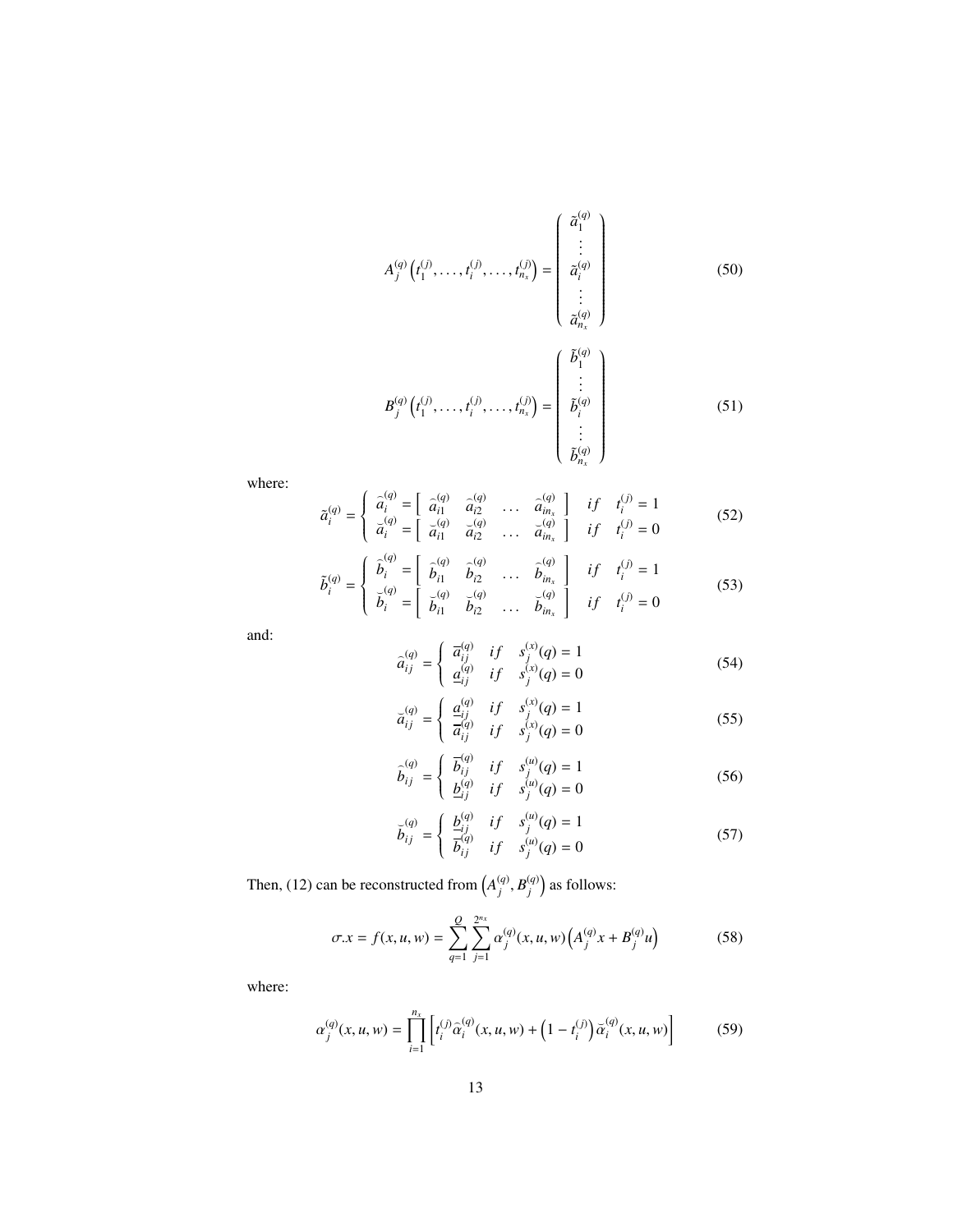$$A_j^{(q)}\left(t_1^{(j)},\ldots,t_i^{(j)},\ldots,t_{n_x}^{(j)}\right)=\begin{pmatrix}\tilde{a}_1^{(q)}\\ \vdots\\ \tilde{a}_i^{(q)}\\ \vdots\\ \tilde{a}_{n_x}^{(q)}\end{pmatrix} \tag{50}$$

$$B_j^{(q)}\left(t_1^{(j)},\ldots,t_i^{(j)},\ldots,t_{n_x}^{(j)}\right)=\begin{pmatrix}\tilde{b}_1^{(q)}\\ \vdots\\ \tilde{b}_i^{(q)}\\ \vdots\\ \tilde{b}_{n_x}^{(q)}\end{pmatrix} \tag{51}$$

where:

$$\tilde{a}_i^{(q)}=\begin{cases}\widehat{a}_i^{(q)}=\begin{bmatrix}\widehat{a}_{i1}^{(q)} & \widehat{a}_{i2}^{(q)} & \ldots & \widehat{a}_{in_x}^{(q)}\end{bmatrix} & if \quad t_i^{(j)}=1\\ \breve{a}_i^{(q)}=\begin{bmatrix}\breve{a}_{i1}^{(q)} & \breve{a}_{i2}^{(q)} & \ldots & \breve{a}_{in_x}^{(q)}\end{bmatrix} & if \quad t_i^{(j)}=0\end{cases} \tag{52}$$

$$\tilde{b}_i^{(q)}=\begin{cases}\widehat{b}_i^{(q)}=\begin{bmatrix}\widehat{b}_{i1}^{(q)} & \widehat{b}_{i2}^{(q)} & \ldots & \widehat{b}_{in_x}^{(q)}\end{bmatrix} & if \quad t_i^{(j)}=1\\ \breve{b}_i^{(q)}=\begin{bmatrix}\breve{b}_{i1}^{(q)} & \breve{b}_{i2}^{(q)} & \ldots & \breve{b}_{in_x}^{(q)}\end{bmatrix} & if \quad t_i^{(j)}=0\end{cases} \tag{53}$$

and:

$$\widehat{a}_{ij}^{(q)}=\begin{cases}\overline{a}_{ij}^{(q)} & if \quad s_j^{(x)}(q)=1\\ \underline{a}_{ij}^{(q)} & if \quad s_j^{(x)}(q)=0\end{cases} \tag{54}$$

$$\breve{a}_{ij}^{(q)}=\begin{cases}\underline{a}_{ij}^{(q)} & if \quad s_j^{(x)}(q)=1\\ \overline{a}_{ij}^{(q)} & if \quad s_j^{(x)}(q)=0\end{cases} \tag{55}$$

$$\widehat{b}_{ij}^{(q)}=\begin{cases}\overline{b}_{ij}^{(q)} & if \quad s_j^{(u)}(q)=1\\ \underline{b}_{ij}^{(q)} & if \quad s_j^{(u)}(q)=0\end{cases} \tag{56}$$

$$\breve{b}_{ij}^{(q)}=\begin{cases}\underline{b}_{ij}^{(q)} & if \quad s_j^{(u)}(q)=1\\ \overline{b}_{ij}^{(q)} & if \quad s_j^{(u)}(q)=0\end{cases} \tag{57}$$

Then, (12) can be reconstructed from $\left(A_j^{(q)},B_j^{(q)}\right)$ as follows:

$$\sigma.x=f(x,u,w)=\sum_{q=1}^{Q}\sum_{j=1}^{2^{n_x}}\alpha_j^{(q)}(x,u,w)\left(A_j^{(q)}x+B_j^{(q)}u\right) \tag{58}$$

where:

$$\alpha_j^{(q)}(x,u,w)=\prod_{i=1}^{n_x}\left[t_i^{(j)}\widehat{\alpha}_i^{(q)}(x,u,w)+\left(1-t_i^{(j)}\right)\breve{\alpha}_i^{(q)}(x,u,w)\right] \tag{59}$$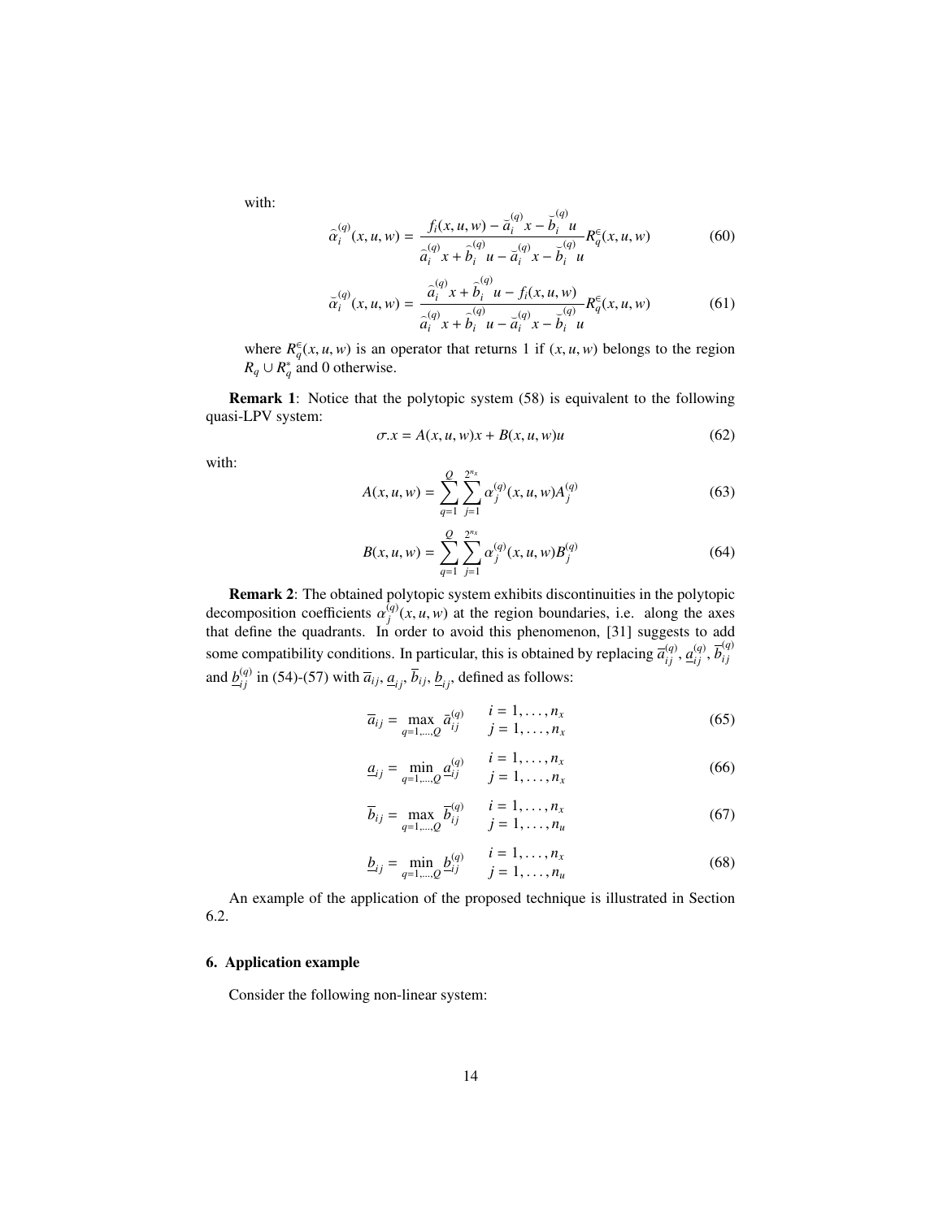with:

$$\widehat{\alpha}_i^{(q)}(x,u,w) = \frac{f_i(x,u,w) - \breve{a}_i^{(q)} x - \breve{b}_i^{(q)} u}{\widehat{a}_i^{(q)} x + \widehat{b}_i^{(q)} u - \breve{a}_i^{(q)} x - \breve{b}_i^{(q)} u} R_q^{\in}(x,u,w) \tag{60}$$

$$\breve{\alpha}_i^{(q)}(x,u,w) = \frac{\widehat{a}_i^{(q)} x + \widehat{b}_i^{(q)} u - f_i(x,u,w)}{\widehat{a}_i^{(q)} x + \widehat{b}_i^{(q)} u - \breve{a}_i^{(q)} x - \breve{b}_i^{(q)} u} R_q^{\in}(x,u,w) \tag{61}$$

where $R_q^{\in}(x,u,w)$ is an operator that returns 1 if $(x,u,w)$ belongs to the region $R_q \cup R_q^*$ and 0 otherwise.

**Remark 1**: Notice that the polytopic system (58) is equivalent to the following quasi-LPV system:

$$\sigma.x = A(x,u,w)x + B(x,u,w)u \tag{62}$$

with:

$$A(x,u,w) = \sum_{q=1}^{Q} \sum_{j=1}^{2^{n_x}} \alpha_j^{(q)}(x,u,w) A_j^{(q)} \tag{63}$$

$$B(x,u,w) = \sum_{q=1}^{Q} \sum_{j=1}^{2^{n_x}} \alpha_j^{(q)}(x,u,w) B_j^{(q)} \tag{64}$$

**Remark 2**: The obtained polytopic system exhibits discontinuities in the polytopic decomposition coefficients $\alpha_j^{(q)}(x,u,w)$ at the region boundaries, i.e. along the axes that define the quadrants. In order to avoid this phenomenon, [31] suggests to add some compatibility conditions. In particular, this is obtained by replacing $\overline{a}_{ij}^{(q)}$, $\underline{a}_{ij}^{(q)}$, $\overline{b}_{ij}^{(q)}$ and $\underline{b}_{ij}^{(q)}$ in (54)-(57) with $\overline{a}_{ij}$, $\underline{a}_{ij}$, $\overline{b}_{ij}$, $\underline{b}_{ij}$, defined as follows:

$$\overline{a}_{ij} = \max_{q=1,\dots,Q} \bar{a}_{ij}^{(q)} \qquad \begin{array}{l} i = 1,\dots,n_x \\ j = 1,\dots,n_x \end{array} \tag{65}$$

$$\underline{a}_{ij} = \min_{q=1,\dots,Q} \underline{a}_{ij}^{(q)} \qquad \begin{array}{l} i = 1,\dots,n_x \\ j = 1,\dots,n_x \end{array} \tag{66}$$

$$\overline{b}_{ij} = \max_{q=1,\dots,Q} \overline{b}_{ij}^{(q)} \qquad \begin{array}{l} i = 1,\dots,n_x \\ j = 1,\dots,n_u \end{array} \tag{67}$$

$$\underline{b}_{ij} = \min_{q=1,\dots,Q} \underline{b}_{ij}^{(q)} \qquad \begin{array}{l} i = 1,\dots,n_x \\ j = 1,\dots,n_u \end{array} \tag{68}$$

An example of the application of the proposed technique is illustrated in Section 6.2.

## 6. Application example

Consider the following non-linear system: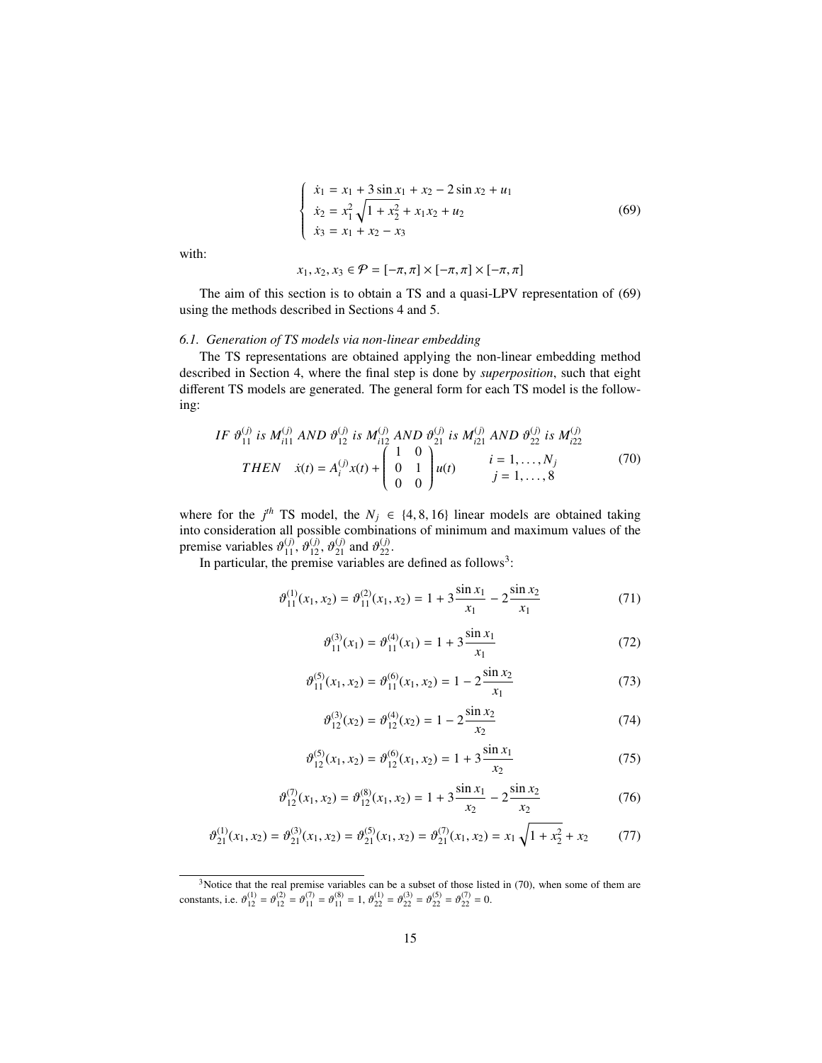$$
\left\{
\begin{array}{l}
\dot{x}_1 = x_1 + 3\sin x_1 + x_2 - 2\sin x_2 + u_1 \\
\dot{x}_2 = x_1^2\sqrt{1+x_2^2} + x_1 x_2 + u_2 \\
\dot{x}_3 = x_1 + x_2 - x_3
\end{array}
\right.
\tag{69}
$$

with:

$$
x_1, x_2, x_3 \in \mathcal{P} = [-\pi, \pi] \times [-\pi, \pi] \times [-\pi, \pi]
$$

The aim of this section is to obtain a TS and a quasi-LPV representation of (69) using the methods described in Sections 4 and 5.

### 6.1. Generation of TS models via non-linear embedding

The TS representations are obtained applying the non-linear embedding method described in Section 4, where the final step is done by *superposition*, such that eight different TS models are generated. The general form for each TS model is the following:

$$
\begin{array}{c}
IF\ \vartheta_{11}^{(j)}\ is\ M_{i11}^{(j)}\ AND\ \vartheta_{12}^{(j)}\ is\ M_{i12}^{(j)}\ AND\ \vartheta_{21}^{(j)}\ is\ M_{i21}^{(j)}\ AND\ \vartheta_{22}^{(j)}\ is\ M_{i22}^{(j)} \\
THEN \quad \dot{x}(t) = A_i^{(j)} x(t) + \begin{pmatrix} 1 & 0 \\ 0 & 1 \\ 0 & 0 \end{pmatrix} u(t) \qquad \begin{array}{c} i = 1, \ldots, N_j \\ j = 1, \ldots, 8 \end{array}
\end{array}
\tag{70}
$$

where for the $j^{th}$ TS model, the $N_j \in \{4, 8, 16\}$ linear models are obtained taking into consideration all possible combinations of minimum and maximum values of the premise variables $\vartheta_{11}^{(j)}$, $\vartheta_{12}^{(j)}$, $\vartheta_{21}^{(j)}$ and $\vartheta_{22}^{(j)}$.

In particular, the premise variables are defined as follows[3]:

$$
\vartheta_{11}^{(1)}(x_1, x_2) = \vartheta_{11}^{(2)}(x_1, x_2) = 1 + 3\frac{\sin x_1}{x_1} - 2\frac{\sin x_2}{x_1} \tag{71}
$$

$$
\vartheta_{11}^{(3)}(x_1) = \vartheta_{11}^{(4)}(x_1) = 1 + 3\frac{\sin x_1}{x_1} \tag{72}
$$

$$
\vartheta_{11}^{(5)}(x_1, x_2) = \vartheta_{11}^{(6)}(x_1, x_2) = 1 - 2\frac{\sin x_2}{x_1} \tag{73}
$$

$$
\vartheta_{12}^{(3)}(x_2) = \vartheta_{12}^{(4)}(x_2) = 1 - 2\frac{\sin x_2}{x_2} \tag{74}
$$

$$
\vartheta_{12}^{(5)}(x_1, x_2) = \vartheta_{12}^{(6)}(x_1, x_2) = 1 + 3\frac{\sin x_1}{x_2} \tag{75}
$$

$$
\vartheta_{12}^{(7)}(x_1, x_2) = \vartheta_{12}^{(8)}(x_1, x_2) = 1 + 3\frac{\sin x_1}{x_2} - 2\frac{\sin x_2}{x_2} \tag{76}
$$

$$
\vartheta_{21}^{(1)}(x_1, x_2) = \vartheta_{21}^{(3)}(x_1, x_2) = \vartheta_{21}^{(5)}(x_1, x_2) = \vartheta_{21}^{(7)}(x_1, x_2) = x_1\sqrt{1+x_2^2} + x_2 \tag{77}
$$

[3] Notice that the real premise variables can be a subset of those listed in (70), when some of them are constants, i.e. $\vartheta_{12}^{(1)} = \vartheta_{12}^{(2)} = \vartheta_{11}^{(7)} = \vartheta_{11}^{(8)} = 1$, $\vartheta_{22}^{(1)} = \vartheta_{22}^{(3)} = \vartheta_{22}^{(5)} = \vartheta_{22}^{(7)} = 0$.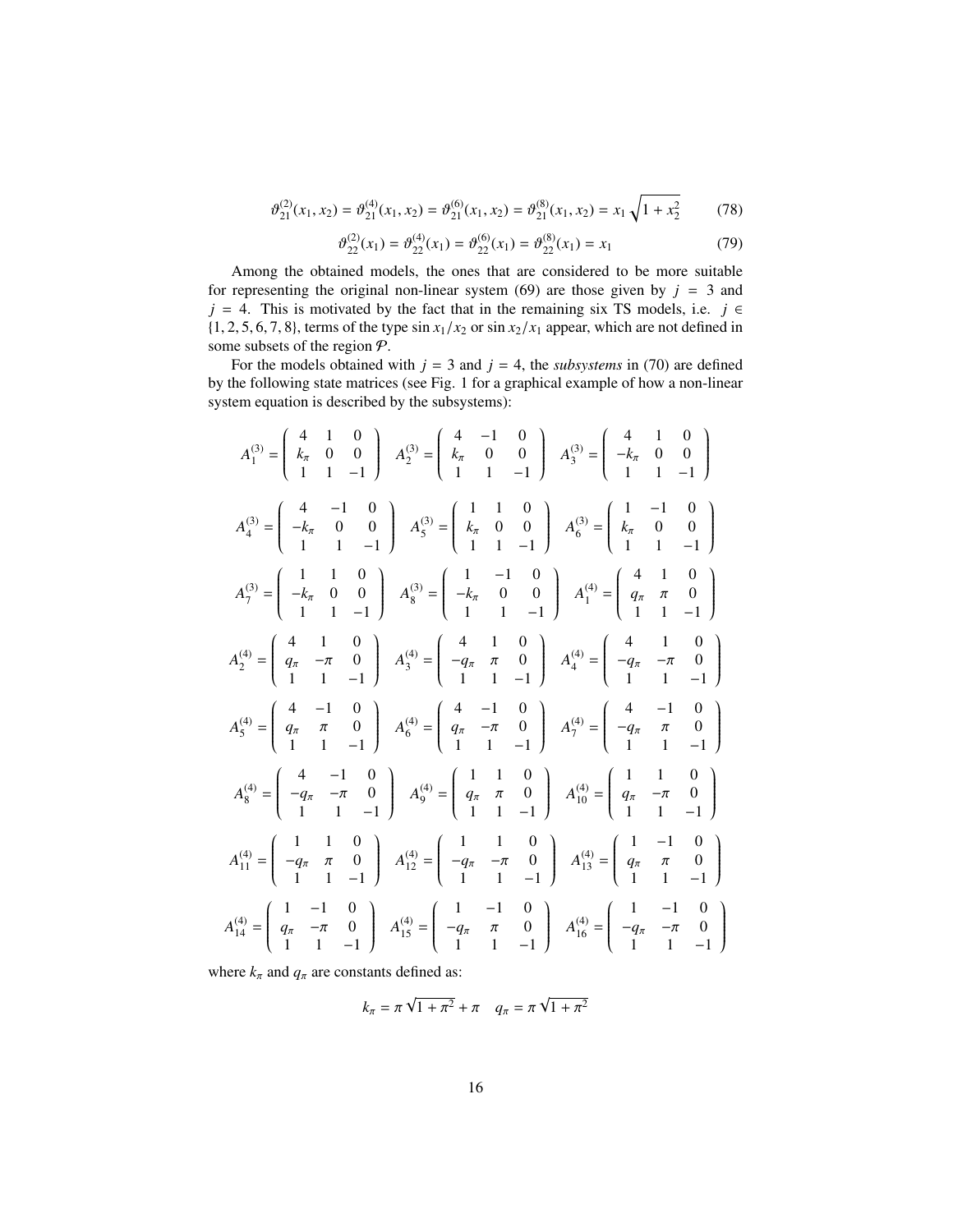$$\vartheta_{21}^{(2)}(x_1, x_2) = \vartheta_{21}^{(4)}(x_1, x_2) = \vartheta_{21}^{(6)}(x_1, x_2) = \vartheta_{21}^{(8)}(x_1, x_2) = x_1 \sqrt{1 + x_2^2} \tag{78}$$

$$\vartheta_{22}^{(2)}(x_1) = \vartheta_{22}^{(4)}(x_1) = \vartheta_{22}^{(6)}(x_1) = \vartheta_{22}^{(8)}(x_1) = x_1 \tag{79}$$

Among the obtained models, the ones that are considered to be more suitable for representing the original non-linear system (69) are those given by $j = 3$ and $j = 4$. This is motivated by the fact that in the remaining six TS models, i.e. $j \in \{1, 2, 5, 6, 7, 8\}$, terms of the type $\sin x_1/x_2$ or $\sin x_2/x_1$ appear, which are not defined in some subsets of the region $\mathcal{P}$.

For the models obtained with $j = 3$ and $j = 4$, the *subsystems* in (70) are defined by the following state matrices (see Fig. 1 for a graphical example of how a non-linear system equation is described by the subsystems):

$$A_1^{(3)} = \begin{pmatrix} 4 & 1 & 0 \\ k_\pi & 0 & 0 \\ 1 & 1 & -1 \end{pmatrix} \quad A_2^{(3)} = \begin{pmatrix} 4 & -1 & 0 \\ k_\pi & 0 & 0 \\ 1 & 1 & -1 \end{pmatrix} \quad A_3^{(3)} = \begin{pmatrix} 4 & 1 & 0 \\ -k_\pi & 0 & 0 \\ 1 & 1 & -1 \end{pmatrix}$$

$$A_4^{(3)} = \begin{pmatrix} 4 & -1 & 0 \\ -k_\pi & 0 & 0 \\ 1 & 1 & -1 \end{pmatrix} \quad A_5^{(3)} = \begin{pmatrix} 1 & 1 & 0 \\ k_\pi & 0 & 0 \\ 1 & 1 & -1 \end{pmatrix} \quad A_6^{(3)} = \begin{pmatrix} 1 & -1 & 0 \\ k_\pi & 0 & 0 \\ 1 & 1 & -1 \end{pmatrix}$$

$$A_7^{(3)} = \begin{pmatrix} 1 & 1 & 0 \\ -k_\pi & 0 & 0 \\ 1 & 1 & -1 \end{pmatrix} \quad A_8^{(3)} = \begin{pmatrix} 1 & -1 & 0 \\ -k_\pi & 0 & 0 \\ 1 & 1 & -1 \end{pmatrix} \quad A_1^{(4)} = \begin{pmatrix} 4 & 1 & 0 \\ q_\pi & \pi & 0 \\ 1 & 1 & -1 \end{pmatrix}$$

$$A_2^{(4)} = \begin{pmatrix} 4 & 1 & 0 \\ q_\pi & -\pi & 0 \\ 1 & 1 & -1 \end{pmatrix} \quad A_3^{(4)} = \begin{pmatrix} 4 & 1 & 0 \\ -q_\pi & \pi & 0 \\ 1 & 1 & -1 \end{pmatrix} \quad A_4^{(4)} = \begin{pmatrix} 4 & 1 & 0 \\ -q_\pi & -\pi & 0 \\ 1 & 1 & -1 \end{pmatrix}$$

$$A_5^{(4)} = \begin{pmatrix} 4 & -1 & 0 \\ q_\pi & \pi & 0 \\ 1 & 1 & -1 \end{pmatrix} \quad A_6^{(4)} = \begin{pmatrix} 4 & -1 & 0 \\ q_\pi & -\pi & 0 \\ 1 & 1 & -1 \end{pmatrix} \quad A_7^{(4)} = \begin{pmatrix} 4 & -1 & 0 \\ -q_\pi & \pi & 0 \\ 1 & 1 & -1 \end{pmatrix}$$

$$A_8^{(4)} = \begin{pmatrix} 4 & -1 & 0 \\ -q_\pi & -\pi & 0 \\ 1 & 1 & -1 \end{pmatrix} \quad A_9^{(4)} = \begin{pmatrix} 1 & 1 & 0 \\ q_\pi & \pi & 0 \\ 1 & 1 & -1 \end{pmatrix} \quad A_{10}^{(4)} = \begin{pmatrix} 1 & 1 & 0 \\ q_\pi & -\pi & 0 \\ 1 & 1 & -1 \end{pmatrix}$$

$$A_{11}^{(4)} = \begin{pmatrix} 1 & 1 & 0 \\ -q_\pi & \pi & 0 \\ 1 & 1 & -1 \end{pmatrix} \quad A_{12}^{(4)} = \begin{pmatrix} 1 & 1 & 0 \\ -q_\pi & -\pi & 0 \\ 1 & 1 & -1 \end{pmatrix} \quad A_{13}^{(4)} = \begin{pmatrix} 1 & -1 & 0 \\ q_\pi & \pi & 0 \\ 1 & 1 & -1 \end{pmatrix}$$

$$A_{14}^{(4)} = \begin{pmatrix} 1 & -1 & 0 \\ q_\pi & -\pi & 0 \\ 1 & 1 & -1 \end{pmatrix} \quad A_{15}^{(4)} = \begin{pmatrix} 1 & -1 & 0 \\ -q_\pi & \pi & 0 \\ 1 & 1 & -1 \end{pmatrix} \quad A_{16}^{(4)} = \begin{pmatrix} 1 & -1 & 0 \\ -q_\pi & -\pi & 0 \\ 1 & 1 & -1 \end{pmatrix}$$

where $k_\pi$ and $q_\pi$ are constants defined as:

$$k_\pi = \pi \sqrt{1 + \pi^2} + \pi \quad q_\pi = \pi \sqrt{1 + \pi^2}$$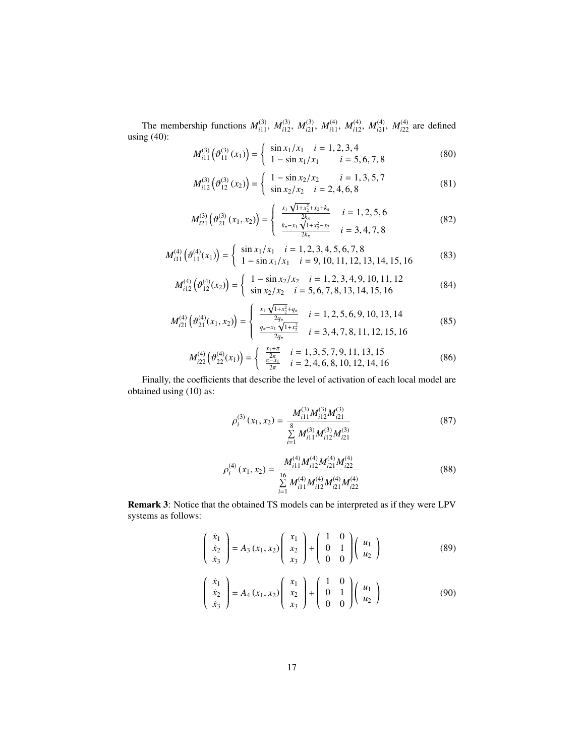The membership functions $M_{i11}^{(3)}$, $M_{i12}^{(3)}$, $M_{i21}^{(3)}$, $M_{i11}^{(4)}$, $M_{i12}^{(4)}$, $M_{i21}^{(4)}$, $M_{i22}^{(4)}$ are defined using (40):

$$M_{i11}^{(3)}\left(\vartheta_{11}^{(3)}(x_1)\right) = \begin{cases} \sin x_1/x_1 & i = 1,2,3,4 \\ 1 - \sin x_1/x_1 & i = 5,6,7,8 \end{cases} \tag{80}$$

$$M_{i12}^{(3)}\left(\vartheta_{12}^{(3)}(x_2)\right) = \begin{cases} 1 - \sin x_2/x_2 & i = 1,3,5,7 \\ \sin x_2/x_2 & i = 2,4,6,8 \end{cases} \tag{81}$$

$$M_{i21}^{(3)}\left(\vartheta_{21}^{(3)}(x_1,x_2)\right) = \begin{cases} \frac{x_1\sqrt{1+x_2^2}+x_2+k_\pi}{2k_\pi} & i = 1,2,5,6 \\ \frac{k_\pi - x_1\sqrt{1+x_2^2}-x_2}{2k_\pi} & i = 3,4,7,8 \end{cases} \tag{82}$$

$$M_{i11}^{(4)}\left(\vartheta_{11}^{(4)}(x_1)\right) = \begin{cases} \sin x_1/x_1 & i = 1,2,3,4,5,6,7,8 \\ 1 - \sin x_1/x_1 & i = 9,10,11,12,13,14,15,16 \end{cases} \tag{83}$$

$$M_{i12}^{(4)}\left(\vartheta_{12}^{(4)}(x_2)\right) = \begin{cases} 1 - \sin x_2/x_2 & i = 1,2,3,4,9,10,11,12 \\ \sin x_2/x_2 & i = 5,6,7,8,13,14,15,16 \end{cases} \tag{84}$$

$$M_{i21}^{(4)}\left(\vartheta_{21}^{(4)}(x_1,x_2)\right) = \begin{cases} \frac{x_1\sqrt{1+x_2^2}+q_\pi}{2q_\pi} & i = 1,2,5,6,9,10,13,14 \\ \frac{q_\pi - x_1\sqrt{1+x_2^2}}{2q_\pi} & i = 3,4,7,8,11,12,15,16 \end{cases} \tag{85}$$

$$M_{i22}^{(4)}\left(\vartheta_{22}^{(4)}(x_1)\right) = \begin{cases} \frac{x_1+\pi}{2\pi} & i = 1,3,5,7,9,11,13,15 \\ \frac{\pi - x_1}{2\pi} & i = 2,4,6,8,10,12,14,16 \end{cases} \tag{86}$$

Finally, the coefficients that describe the level of activation of each local model are obtained using (10) as:

$$\rho_i^{(3)}(x_1,x_2) = \frac{M_{i11}^{(3)}M_{i12}^{(3)}M_{i21}^{(3)}}{\sum\limits_{i=1}^{8} M_{i11}^{(3)}M_{i12}^{(3)}M_{i21}^{(3)}} \tag{87}$$

$$\rho_i^{(4)}(x_1,x_2) = \frac{M_{i11}^{(4)}M_{i12}^{(4)}M_{i21}^{(4)}M_{i22}^{(4)}}{\sum\limits_{i=1}^{16} M_{i11}^{(4)}M_{i12}^{(4)}M_{i21}^{(4)}M_{i22}^{(4)}} \tag{88}$$

**Remark 3**: Notice that the obtained TS models can be interpreted as if they were LPV systems as follows:

$$\begin{pmatrix} \dot{x}_1 \\ \dot{x}_2 \\ \dot{x}_3 \end{pmatrix} = A_3(x_1,x_2)\begin{pmatrix} x_1 \\ x_2 \\ x_3 \end{pmatrix} + \begin{pmatrix} 1 & 0 \\ 0 & 1 \\ 0 & 0 \end{pmatrix}\begin{pmatrix} u_1 \\ u_2 \end{pmatrix} \tag{89}$$

$$\begin{pmatrix} \dot{x}_1 \\ \dot{x}_2 \\ \dot{x}_3 \end{pmatrix} = A_4(x_1,x_2)\begin{pmatrix} x_1 \\ x_2 \\ x_3 \end{pmatrix} + \begin{pmatrix} 1 & 0 \\ 0 & 1 \\ 0 & 0 \end{pmatrix}\begin{pmatrix} u_1 \\ u_2 \end{pmatrix} \tag{90}$$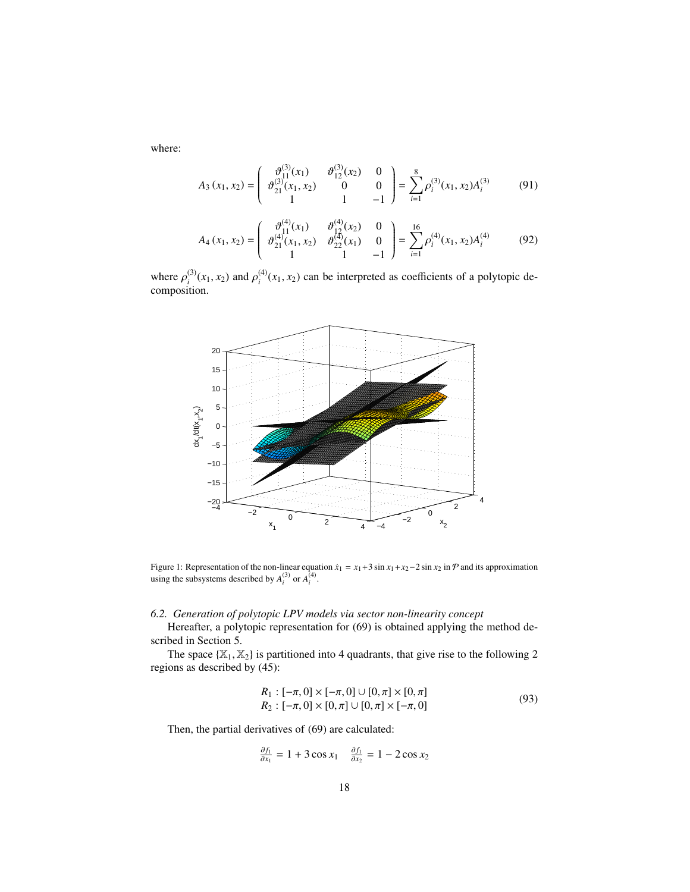where:

$$A_3(x_1, x_2) = \begin{pmatrix} \vartheta_{11}^{(3)}(x_1) & \vartheta_{12}^{(3)}(x_2) & 0 \\ \vartheta_{21}^{(3)}(x_1, x_2) & 0 & 0 \\ 1 & 1 & -1 \end{pmatrix} = \sum_{i=1}^{8} \rho_i^{(3)}(x_1, x_2) A_i^{(3)} \tag{91}$$

$$A_4(x_1, x_2) = \begin{pmatrix} \vartheta_{11}^{(4)}(x_1) & \vartheta_{12}^{(4)}(x_2) & 0 \\ \vartheta_{21}^{(4)}(x_1, x_2) & \vartheta_{22}^{(4)}(x_1) & 0 \\ 1 & 1 & -1 \end{pmatrix} = \sum_{i=1}^{16} \rho_i^{(4)}(x_1, x_2) A_i^{(4)} \tag{92}$$

where $\rho_i^{(3)}(x_1, x_2)$ and $\rho_i^{(4)}(x_1, x_2)$ can be interpreted as coefficients of a polytopic decomposition.

Figure 1: Representation of the non-linear equation $\dot{x}_1 = x_1 + 3\sin x_1 + x_2 - 2\sin x_2$ in $\mathcal{P}$ and its approximation using the subsystems described by $A_i^{(3)}$ or $A_i^{(4)}$.

### *6.2. Generation of polytopic LPV models via sector non-linearity concept*

Hereafter, a polytopic representation for (69) is obtained applying the method described in Section 5.

The space $\{\mathbb{X}_1, \mathbb{X}_2\}$ is partitioned into 4 quadrants, that give rise to the following 2 regions as described by (45):

$$\begin{aligned} R_1 &: [-\pi, 0] \times [-\pi, 0] \cup [0, \pi] \times [0, \pi] \\ R_2 &: [-\pi, 0] \times [0, \pi] \cup [0, \pi] \times [-\pi, 0] \end{aligned} \tag{93}$$

Then, the partial derivatives of (69) are calculated:

$$\frac{\partial f_1}{\partial x_1} = 1 + 3\cos x_1 \quad \frac{\partial f_1}{\partial x_2} = 1 - 2\cos x_2$$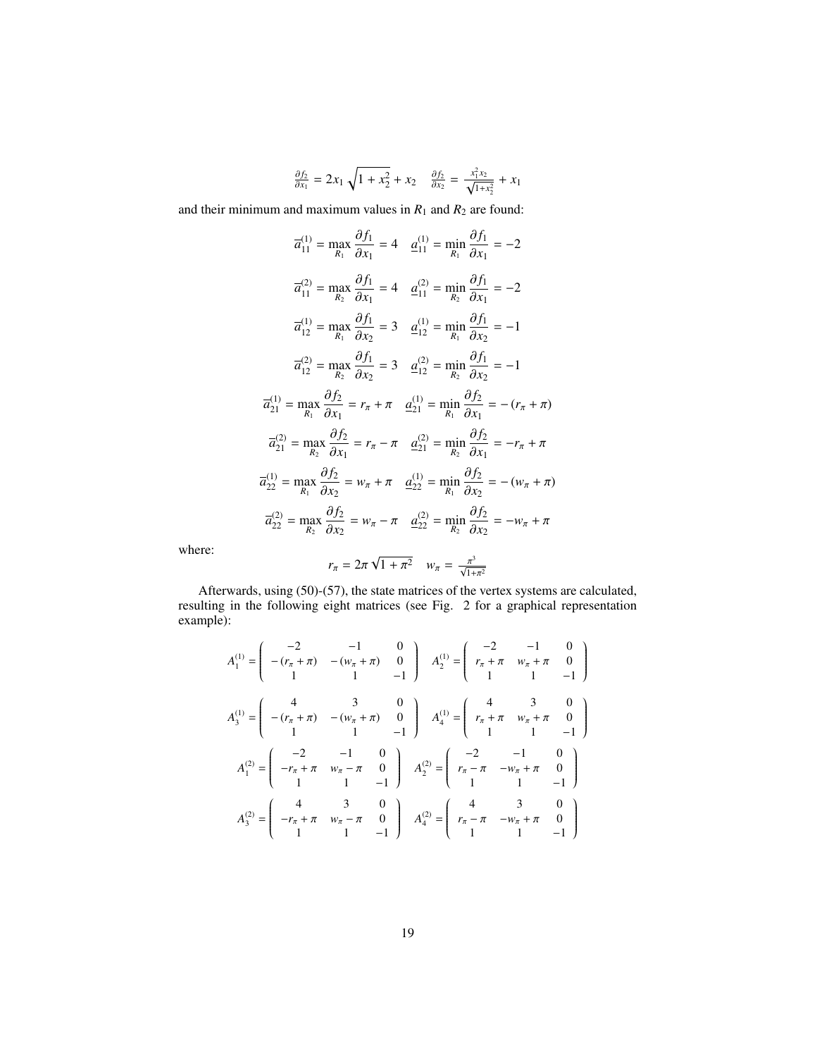$$\frac{\partial f_2}{\partial x_1} = 2x_1\sqrt{1+x_2^2} + x_2 \quad \frac{\partial f_2}{\partial x_2} = \frac{x_1^2 x_2}{\sqrt{1+x_2^2}} + x_1$$

and their minimum and maximum values in $R_1$ and $R_2$ are found:

$$\overline{a}_{11}^{(1)} = \max_{R_1} \frac{\partial f_1}{\partial x_1} = 4 \quad \underline{a}_{11}^{(1)} = \min_{R_1} \frac{\partial f_1}{\partial x_1} = -2$$

$$\overline{a}_{11}^{(2)} = \max_{R_2} \frac{\partial f_1}{\partial x_1} = 4 \quad \underline{a}_{11}^{(2)} = \min_{R_2} \frac{\partial f_1}{\partial x_1} = -2$$

$$\overline{a}_{12}^{(1)} = \max_{R_1} \frac{\partial f_1}{\partial x_2} = 3 \quad \underline{a}_{12}^{(1)} = \min_{R_1} \frac{\partial f_1}{\partial x_2} = -1$$

$$\overline{a}_{12}^{(2)} = \max_{R_2} \frac{\partial f_1}{\partial x_2} = 3 \quad \underline{a}_{12}^{(2)} = \min_{R_2} \frac{\partial f_1}{\partial x_2} = -1$$

$$\overline{a}_{21}^{(1)} = \max_{R_1} \frac{\partial f_2}{\partial x_1} = r_\pi + \pi \quad \underline{a}_{21}^{(1)} = \min_{R_1} \frac{\partial f_2}{\partial x_1} = -\left(r_\pi + \pi\right)$$

$$\overline{a}_{21}^{(2)} = \max_{R_2} \frac{\partial f_2}{\partial x_1} = r_\pi - \pi \quad \underline{a}_{21}^{(2)} = \min_{R_2} \frac{\partial f_2}{\partial x_1} = -r_\pi + \pi$$

$$\overline{a}_{22}^{(1)} = \max_{R_1} \frac{\partial f_2}{\partial x_2} = w_\pi + \pi \quad \underline{a}_{22}^{(1)} = \min_{R_1} \frac{\partial f_2}{\partial x_2} = -\left(w_\pi + \pi\right)$$

$$\overline{a}_{22}^{(2)} = \max_{R_2} \frac{\partial f_2}{\partial x_2} = w_\pi - \pi \quad \underline{a}_{22}^{(2)} = \min_{R_2} \frac{\partial f_2}{\partial x_2} = -w_\pi + \pi$$

where:

$$r_\pi = 2\pi\sqrt{1+\pi^2} \quad w_\pi = \frac{\pi^3}{\sqrt{1+\pi^2}}$$

Afterwards, using (50)-(57), the state matrices of the vertex systems are calculated, resulting in the following eight matrices (see Fig. 2 for a graphical representation example):

$$A_1^{(1)} = \begin{pmatrix} -2 & -1 & 0 \\ -\left(r_\pi + \pi\right) & -\left(w_\pi + \pi\right) & 0 \\ 1 & 1 & -1 \end{pmatrix} \quad A_2^{(1)} = \begin{pmatrix} -2 & -1 & 0 \\ r_\pi + \pi & w_\pi + \pi & 0 \\ 1 & 1 & -1 \end{pmatrix}$$

$$A_3^{(1)} = \begin{pmatrix} 4 & 3 & 0 \\ -\left(r_\pi + \pi\right) & -\left(w_\pi + \pi\right) & 0 \\ 1 & 1 & -1 \end{pmatrix} \quad A_4^{(1)} = \begin{pmatrix} 4 & 3 & 0 \\ r_\pi + \pi & w_\pi + \pi & 0 \\ 1 & 1 & -1 \end{pmatrix}$$

$$A_1^{(2)} = \begin{pmatrix} -2 & -1 & 0 \\ -r_\pi + \pi & w_\pi - \pi & 0 \\ 1 & 1 & -1 \end{pmatrix} \quad A_2^{(2)} = \begin{pmatrix} -2 & -1 & 0 \\ r_\pi - \pi & -w_\pi + \pi & 0 \\ 1 & 1 & -1 \end{pmatrix}$$

$$A_3^{(2)} = \begin{pmatrix} 4 & 3 & 0 \\ -r_\pi + \pi & w_\pi - \pi & 0 \\ 1 & 1 & -1 \end{pmatrix} \quad A_4^{(2)} = \begin{pmatrix} 4 & 3 & 0 \\ r_\pi - \pi & -w_\pi + \pi & 0 \\ 1 & 1 & -1 \end{pmatrix}$$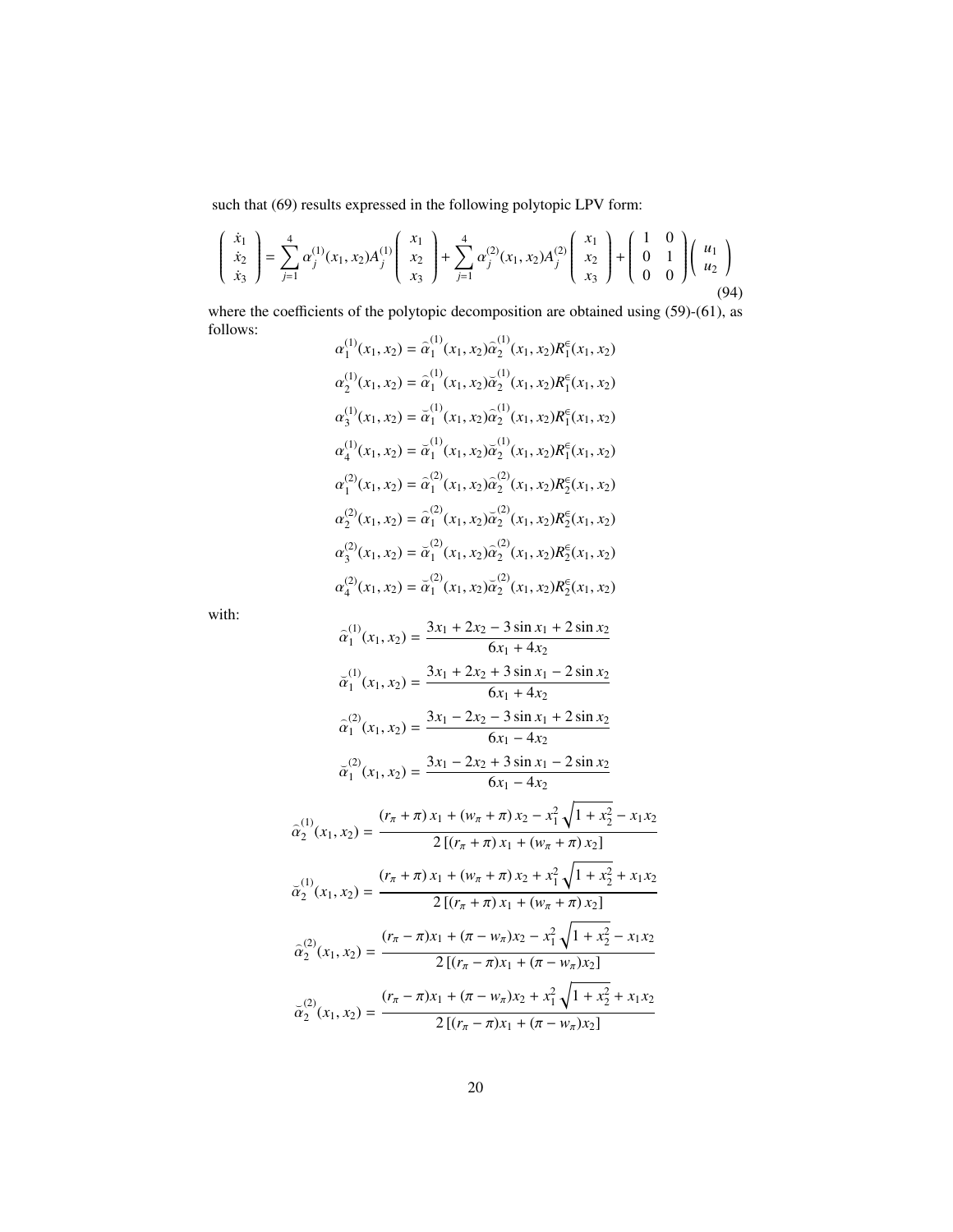such that (69) results expressed in the following polytopic LPV form:

$$
\begin{pmatrix} \dot{x}_1 \\ \dot{x}_2 \\ \dot{x}_3 \end{pmatrix} = \sum_{j=1}^{4} \alpha_j^{(1)}(x_1, x_2) A_j^{(1)} \begin{pmatrix} x_1 \\ x_2 \\ x_3 \end{pmatrix} + \sum_{j=1}^{4} \alpha_j^{(2)}(x_1, x_2) A_j^{(2)} \begin{pmatrix} x_1 \\ x_2 \\ x_3 \end{pmatrix} + \begin{pmatrix} 1 & 0 \\ 0 & 1 \\ 0 & 0 \end{pmatrix} \begin{pmatrix} u_1 \\ u_2 \end{pmatrix} \tag{94}
$$

where the coefficients of the polytopic decomposition are obtained using (59)-(61), as follows:

$$
\begin{aligned}
\alpha_1^{(1)}(x_1, x_2) &= \widehat{\alpha}_1^{(1)}(x_1, x_2)\widehat{\alpha}_2^{(1)}(x_1, x_2) R_1^{\epsilon}(x_1, x_2) \\
\alpha_2^{(1)}(x_1, x_2) &= \widehat{\alpha}_1^{(1)}(x_1, x_2)\breve{\alpha}_2^{(1)}(x_1, x_2) R_1^{\epsilon}(x_1, x_2) \\
\alpha_3^{(1)}(x_1, x_2) &= \breve{\alpha}_1^{(1)}(x_1, x_2)\widehat{\alpha}_2^{(1)}(x_1, x_2) R_1^{\epsilon}(x_1, x_2) \\
\alpha_4^{(1)}(x_1, x_2) &= \breve{\alpha}_1^{(1)}(x_1, x_2)\breve{\alpha}_2^{(1)}(x_1, x_2) R_1^{\epsilon}(x_1, x_2) \\
\alpha_1^{(2)}(x_1, x_2) &= \widehat{\alpha}_1^{(2)}(x_1, x_2)\widehat{\alpha}_2^{(2)}(x_1, x_2) R_2^{\epsilon}(x_1, x_2) \\
\alpha_2^{(2)}(x_1, x_2) &= \widehat{\alpha}_1^{(2)}(x_1, x_2)\breve{\alpha}_2^{(2)}(x_1, x_2) R_2^{\epsilon}(x_1, x_2) \\
\alpha_3^{(2)}(x_1, x_2) &= \breve{\alpha}_1^{(2)}(x_1, x_2)\widehat{\alpha}_2^{(2)}(x_1, x_2) R_2^{\epsilon}(x_1, x_2) \\
\alpha_4^{(2)}(x_1, x_2) &= \breve{\alpha}_1^{(2)}(x_1, x_2)\breve{\alpha}_2^{(2)}(x_1, x_2) R_2^{\epsilon}(x_1, x_2)
\end{aligned}
$$

with:

$$
\begin{aligned}
\widehat{\alpha}_1^{(1)}(x_1, x_2) &= \frac{3x_1 + 2x_2 - 3\sin x_1 + 2\sin x_2}{6x_1 + 4x_2} \\
\breve{\alpha}_1^{(1)}(x_1, x_2) &= \frac{3x_1 + 2x_2 + 3\sin x_1 - 2\sin x_2}{6x_1 + 4x_2} \\
\widehat{\alpha}_1^{(2)}(x_1, x_2) &= \frac{3x_1 - 2x_2 - 3\sin x_1 + 2\sin x_2}{6x_1 - 4x_2} \\
\breve{\alpha}_1^{(2)}(x_1, x_2) &= \frac{3x_1 - 2x_2 + 3\sin x_1 - 2\sin x_2}{6x_1 - 4x_2}
\end{aligned}
$$

$$
\begin{aligned}
\widehat{\alpha}_2^{(1)}(x_1, x_2) &= \frac{(r_\pi + \pi)\, x_1 + (w_\pi + \pi)\, x_2 - x_1^2 \sqrt{1 + x_2^2} - x_1 x_2}{2\left[(r_\pi + \pi)\, x_1 + (w_\pi + \pi)\, x_2\right]} \\
\breve{\alpha}_2^{(1)}(x_1, x_2) &= \frac{(r_\pi + \pi)\, x_1 + (w_\pi + \pi)\, x_2 + x_1^2 \sqrt{1 + x_2^2} + x_1 x_2}{2\left[(r_\pi + \pi)\, x_1 + (w_\pi + \pi)\, x_2\right]} \\
\widehat{\alpha}_2^{(2)}(x_1, x_2) &= \frac{(r_\pi - \pi) x_1 + (\pi - w_\pi) x_2 - x_1^2 \sqrt{1 + x_2^2} - x_1 x_2}{2\left[(r_\pi - \pi) x_1 + (\pi - w_\pi) x_2\right]} \\
\breve{\alpha}_2^{(2)}(x_1, x_2) &= \frac{(r_\pi - \pi) x_1 + (\pi - w_\pi) x_2 + x_1^2 \sqrt{1 + x_2^2} + x_1 x_2}{2\left[(r_\pi - \pi) x_1 + (\pi - w_\pi) x_2\right]}
\end{aligned}
$$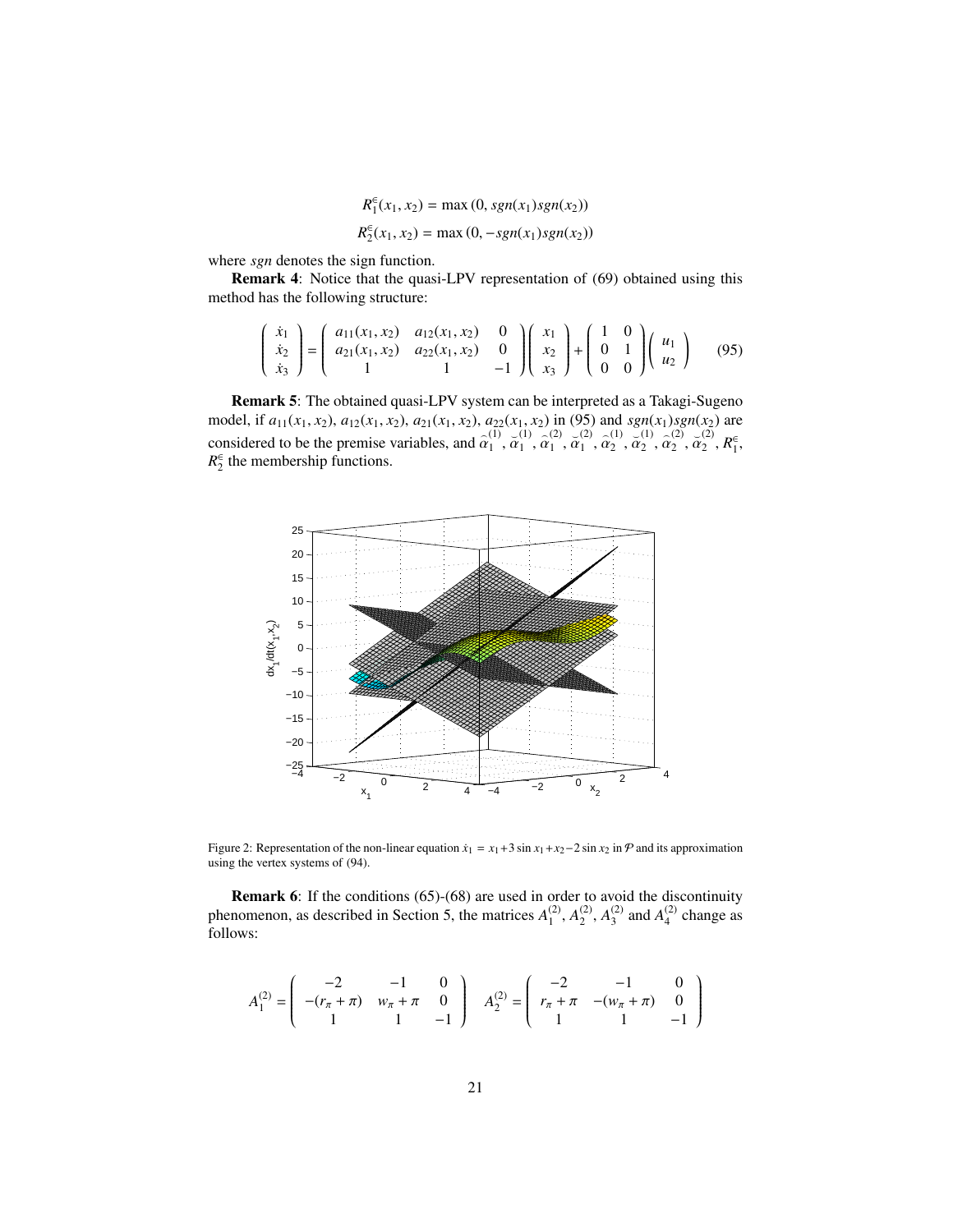$$R_1^{\in}(x_1, x_2) = \max\left(0, sgn(x_1)sgn(x_2)\right)$$

$$R_2^{\in}(x_1, x_2) = \max\left(0, -sgn(x_1)sgn(x_2)\right)$$

where *sgn* denotes the sign function.

**Remark 4**: Notice that the quasi-LPV representation of (69) obtained using this method has the following structure:

$$\begin{pmatrix} \dot{x}_1 \\ \dot{x}_2 \\ \dot{x}_3 \end{pmatrix} = \begin{pmatrix} a_{11}(x_1, x_2) & a_{12}(x_1, x_2) & 0 \\ a_{21}(x_1, x_2) & a_{22}(x_1, x_2) & 0 \\ 1 & 1 & -1 \end{pmatrix} \begin{pmatrix} x_1 \\ x_2 \\ x_3 \end{pmatrix} + \begin{pmatrix} 1 & 0 \\ 0 & 1 \\ 0 & 0 \end{pmatrix} \begin{pmatrix} u_1 \\ u_2 \end{pmatrix} \tag{95}$$

**Remark 5**: The obtained quasi-LPV system can be interpreted as a Takagi-Sugeno model, if $a_{11}(x_1, x_2)$, $a_{12}(x_1, x_2)$, $a_{21}(x_1, x_2)$, $a_{22}(x_1, x_2)$ in (95) and $sgn(x_1)sgn(x_2)$ are considered to be the premise variables, and $\widehat{\alpha}_1^{(1)}$, $\widetilde{\alpha}_1^{(1)}$, $\widehat{\alpha}_1^{(2)}$, $\widetilde{\alpha}_1^{(2)}$, $\widetilde{\alpha}_2^{(1)}$, $\widehat{\alpha}_2^{(1)}$, $\widehat{\alpha}_2^{(2)}$, $\widetilde{\alpha}_2^{(2)}$, $R_1^{\in}$, $R_2^{\in}$ the membership functions.

Figure 2: Representation of the non-linear equation $\dot{x}_1 = x_1 + 3\sin x_1 + x_2 - 2\sin x_2$ in $\mathcal{P}$ and its approximation using the vertex systems of (94).

**Remark 6**: If the conditions (65)-(68) are used in order to avoid the discontinuity phenomenon, as described in Section 5, the matrices $A_1^{(2)}$, $A_2^{(2)}$, $A_3^{(2)}$ and $A_4^{(2)}$ change as follows:

$$A_1^{(2)} = \begin{pmatrix} -2 & -1 & 0 \\ -(r_\pi + \pi) & w_\pi + \pi & 0 \\ 1 & 1 & -1 \end{pmatrix} \quad A_2^{(2)} = \begin{pmatrix} -2 & -1 & 0 \\ r_\pi + \pi & -(w_\pi + \pi) & 0 \\ 1 & 1 & -1 \end{pmatrix}$$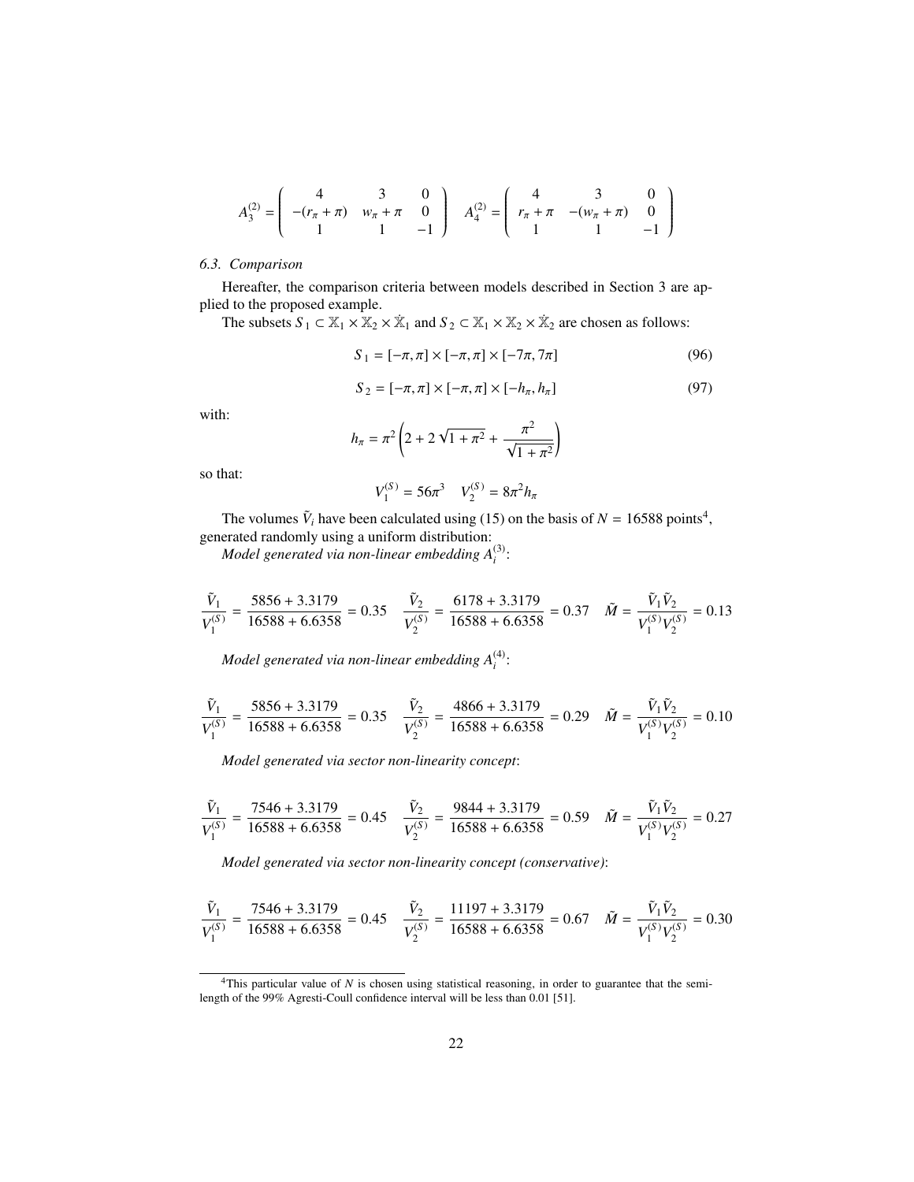$$
A_3^{(2)} = \begin{pmatrix} 4 & 3 & 0 \\ -(r_\pi + \pi) & w_\pi + \pi & 0 \\ 1 & 1 & -1 \end{pmatrix} \quad A_4^{(2)} = \begin{pmatrix} 4 & 3 & 0 \\ r_\pi + \pi & -(w_\pi + \pi) & 0 \\ 1 & 1 & -1 \end{pmatrix}
$$

### *6.3. Comparison*

Hereafter, the comparison criteria between models described in Section 3 are applied to the proposed example.

The subsets $S_1 \subset \mathbb{X}_1 \times \mathbb{X}_2 \times \dot{\mathbb{X}}_1$ and $S_2 \subset \mathbb{X}_1 \times \mathbb{X}_2 \times \dot{\mathbb{X}}_2$ are chosen as follows:

$$
S_1 = [-\pi, \pi] \times [-\pi, \pi] \times [-7\pi, 7\pi] \tag{96}
$$

$$
S_2 = [-\pi, \pi] \times [-\pi, \pi] \times [-h_\pi, h_\pi] \tag{97}
$$

with:

$$
h_\pi = \pi^2 \left( 2 + 2\sqrt{1 + \pi^2} + \frac{\pi^2}{\sqrt{1 + \pi^2}} \right)
$$

so that:

$$
V_1^{(S)} = 56\pi^3 \quad V_2^{(S)} = 8\pi^2 h_\pi
$$

The volumes $\tilde{V}_i$ have been calculated using (15) on the basis of $N = 16588$ points[4], generated randomly using a uniform distribution:

*Model generated via non-linear embedding $A_i^{(3)}$*:

$$
\frac{\tilde{V}_1}{V_1^{(S)}} = \frac{5856 + 3.3179}{16588 + 6.6358} = 0.35 \quad \frac{\tilde{V}_2}{V_2^{(S)}} = \frac{6178 + 3.3179}{16588 + 6.6358} = 0.37 \quad \tilde{M} = \frac{\tilde{V}_1 \tilde{V}_2}{V_1^{(S)} V_2^{(S)}} = 0.13
$$

*Model generated via non-linear embedding $A_i^{(4)}$*:

$$
\frac{\tilde{V}_1}{V_1^{(S)}} = \frac{5856 + 3.3179}{16588 + 6.6358} = 0.35 \quad \frac{\tilde{V}_2}{V_2^{(S)}} = \frac{4866 + 3.3179}{16588 + 6.6358} = 0.29 \quad \tilde{M} = \frac{\tilde{V}_1 \tilde{V}_2}{V_1^{(S)} V_2^{(S)}} = 0.10
$$

*Model generated via sector non-linearity concept*:

$$
\frac{\tilde{V}_1}{V_1^{(S)}} = \frac{7546 + 3.3179}{16588 + 6.6358} = 0.45 \quad \frac{\tilde{V}_2}{V_2^{(S)}} = \frac{9844 + 3.3179}{16588 + 6.6358} = 0.59 \quad \tilde{M} = \frac{\tilde{V}_1 \tilde{V}_2}{V_1^{(S)} V_2^{(S)}} = 0.27
$$

*Model generated via sector non-linearity concept (conservative)*:

$$
\frac{\tilde{V}_1}{V_1^{(S)}} = \frac{7546 + 3.3179}{16588 + 6.6358} = 0.45 \quad \frac{\tilde{V}_2}{V_2^{(S)}} = \frac{11197 + 3.3179}{16588 + 6.6358} = 0.67 \quad \tilde{M} = \frac{\tilde{V}_1 \tilde{V}_2}{V_1^{(S)} V_2^{(S)}} = 0.30
$$

[4] This particular value of $N$ is chosen using statistical reasoning, in order to guarantee that the semi-length of the 99% Agresti-Coull confidence interval will be less than 0.01 [51].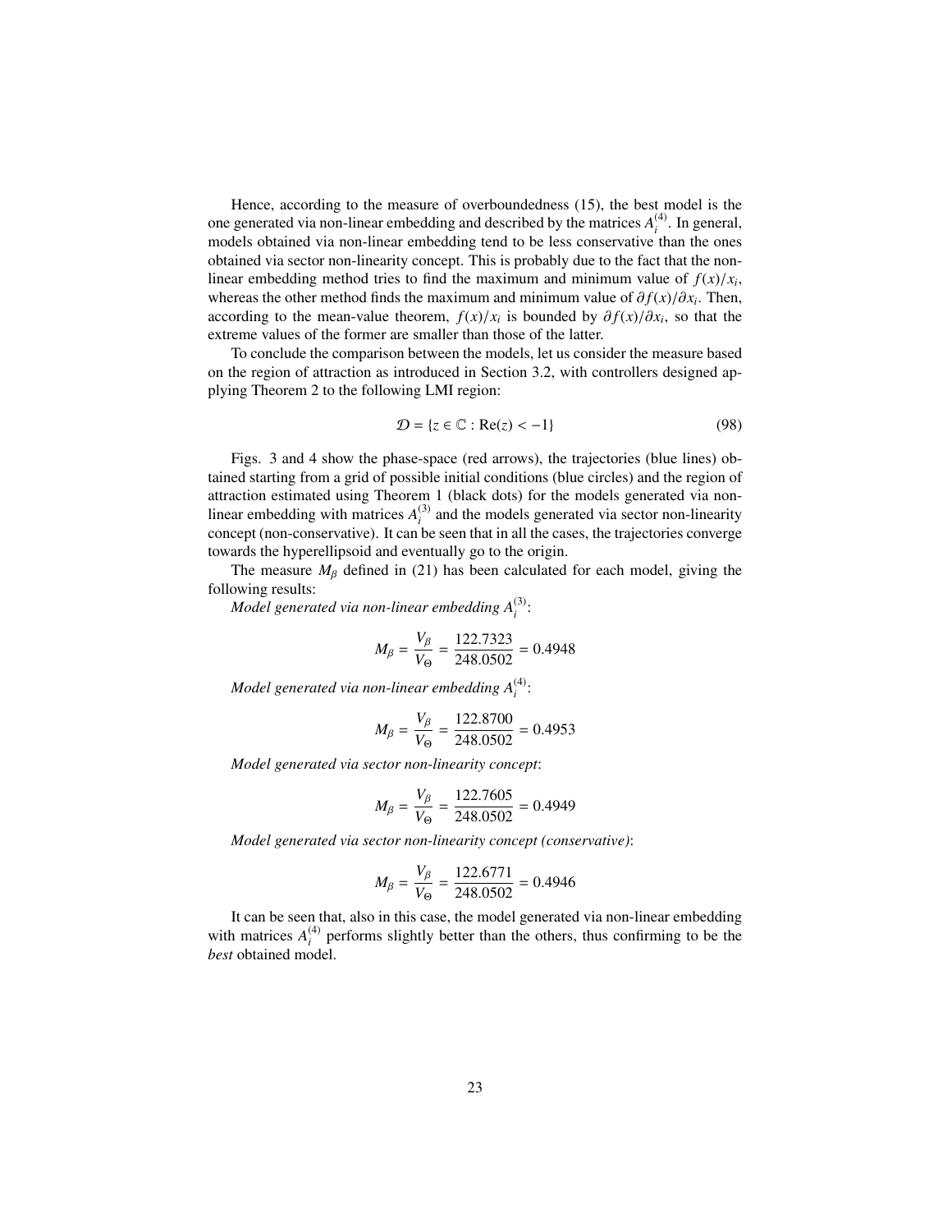Hence, according to the measure of overboundedness (15), the best model is the one generated via non-linear embedding and described by the matrices $A_i^{(4)}$. In general, models obtained via non-linear embedding tend to be less conservative than the ones obtained via sector non-linearity concept. This is probably due to the fact that the non-linear embedding method tries to find the maximum and minimum value of $f(x)/x_i$, whereas the other method finds the maximum and minimum value of $\partial f(x)/\partial x_i$. Then, according to the mean-value theorem, $f(x)/x_i$ is bounded by $\partial f(x)/\partial x_i$, so that the extreme values of the former are smaller than those of the latter.

To conclude the comparison between the models, let us consider the measure based on the region of attraction as introduced in Section 3.2, with controllers designed applying Theorem 2 to the following LMI region:

$$\mathcal{D} = \{z \in \mathbb{C} : \mathrm{Re}(z) < -1\} \tag{98}$$

Figs. 3 and 4 show the phase-space (red arrows), the trajectories (blue lines) obtained starting from a grid of possible initial conditions (blue circles) and the region of attraction estimated using Theorem 1 (black dots) for the models generated via non-linear embedding with matrices $A_i^{(3)}$ and the models generated via sector non-linearity concept (non-conservative). It can be seen that in all the cases, the trajectories converge towards the hyperellipsoid and eventually go to the origin.

The measure $M_\beta$ defined in (21) has been calculated for each model, giving the following results:

*Model generated via non-linear embedding* $A_i^{(3)}$:

$$M_\beta = \frac{V_\beta}{V_\Theta} = \frac{122.7323}{248.0502} = 0.4948$$

*Model generated via non-linear embedding* $A_i^{(4)}$:

$$M_\beta = \frac{V_\beta}{V_\Theta} = \frac{122.8700}{248.0502} = 0.4953$$

*Model generated via sector non-linearity concept*:

$$M_\beta = \frac{V_\beta}{V_\Theta} = \frac{122.7605}{248.0502} = 0.4949$$

*Model generated via sector non-linearity concept (conservative)*:

$$M_\beta = \frac{V_\beta}{V_\Theta} = \frac{122.6771}{248.0502} = 0.4946$$

It can be seen that, also in this case, the model generated via non-linear embedding with matrices $A_i^{(4)}$ performs slightly better than the others, thus confirming to be the *best* obtained model.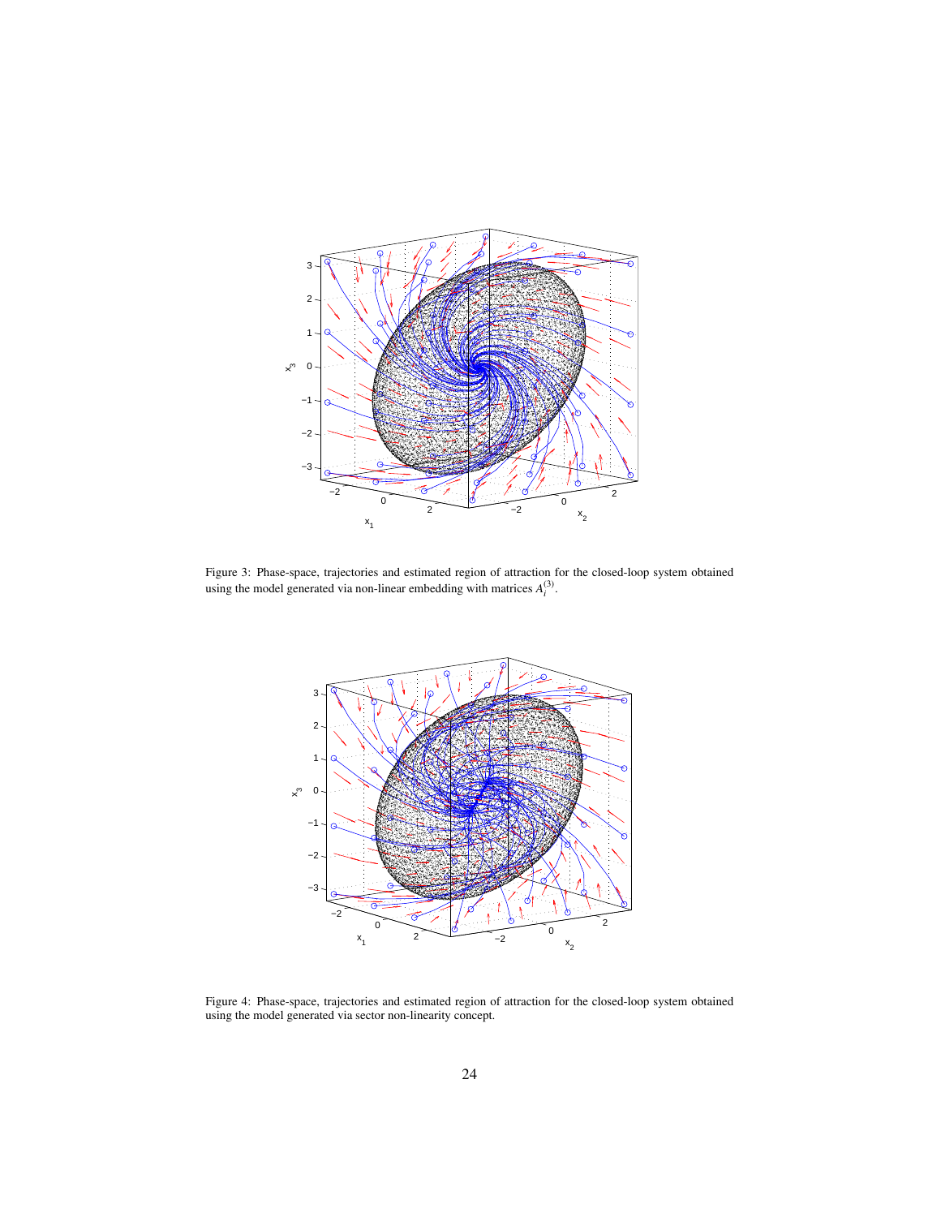Figure 3: Phase-space, trajectories and estimated region of attraction for the closed-loop system obtained using the model generated via non-linear embedding with matrices $A_i^{(3)}$.

Figure 4: Phase-space, trajectories and estimated region of attraction for the closed-loop system obtained using the model generated via sector non-linearity concept.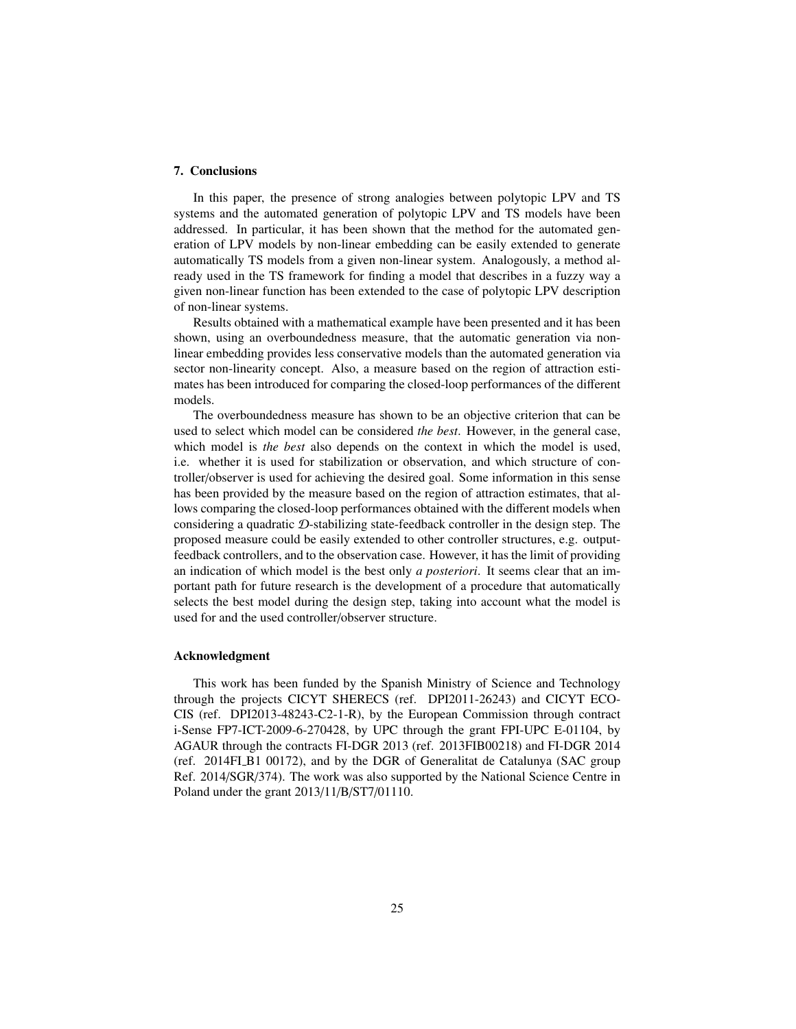## 7. Conclusions

In this paper, the presence of strong analogies between polytopic LPV and TS systems and the automated generation of polytopic LPV and TS models have been addressed. In particular, it has been shown that the method for the automated generation of LPV models by non-linear embedding can be easily extended to generate automatically TS models from a given non-linear system. Analogously, a method already used in the TS framework for finding a model that describes in a fuzzy way a given non-linear function has been extended to the case of polytopic LPV description of non-linear systems.

Results obtained with a mathematical example have been presented and it has been shown, using an overboundedness measure, that the automatic generation via non-linear embedding provides less conservative models than the automated generation via sector non-linearity concept. Also, a measure based on the region of attraction estimates has been introduced for comparing the closed-loop performances of the different models.

The overboundedness measure has shown to be an objective criterion that can be used to select which model can be considered *the best*. However, in the general case, which model is *the best* also depends on the context in which the model is used, i.e. whether it is used for stabilization or observation, and which structure of controller/observer is used for achieving the desired goal. Some information in this sense has been provided by the measure based on the region of attraction estimates, that allows comparing the closed-loop performances obtained with the different models when considering a quadratic $\mathcal{D}$-stabilizing state-feedback controller in the design step. The proposed measure could be easily extended to other controller structures, e.g. output-feedback controllers, and to the observation case. However, it has the limit of providing an indication of which model is the best only *a posteriori*. It seems clear that an important path for future research is the development of a procedure that automatically selects the best model during the design step, taking into account what the model is used for and the used controller/observer structure.

## Acknowledgment

This work has been funded by the Spanish Ministry of Science and Technology through the projects CICYT SHERECS (ref. DPI2011-26243) and CICYT ECOCIS (ref. DPI2013-48243-C2-1-R), by the European Commission through contract i-Sense FP7-ICT-2009-6-270428, by UPC through the grant FPI-UPC E-01104, by AGAUR through the contracts FI-DGR 2013 (ref. 2013FIB00218) and FI-DGR 2014 (ref. 2014FI_B1 00172), and by the DGR of Generalitat de Catalunya (SAC group Ref. 2014/SGR/374). The work was also supported by the National Science Centre in Poland under the grant 2013/11/B/ST7/01110.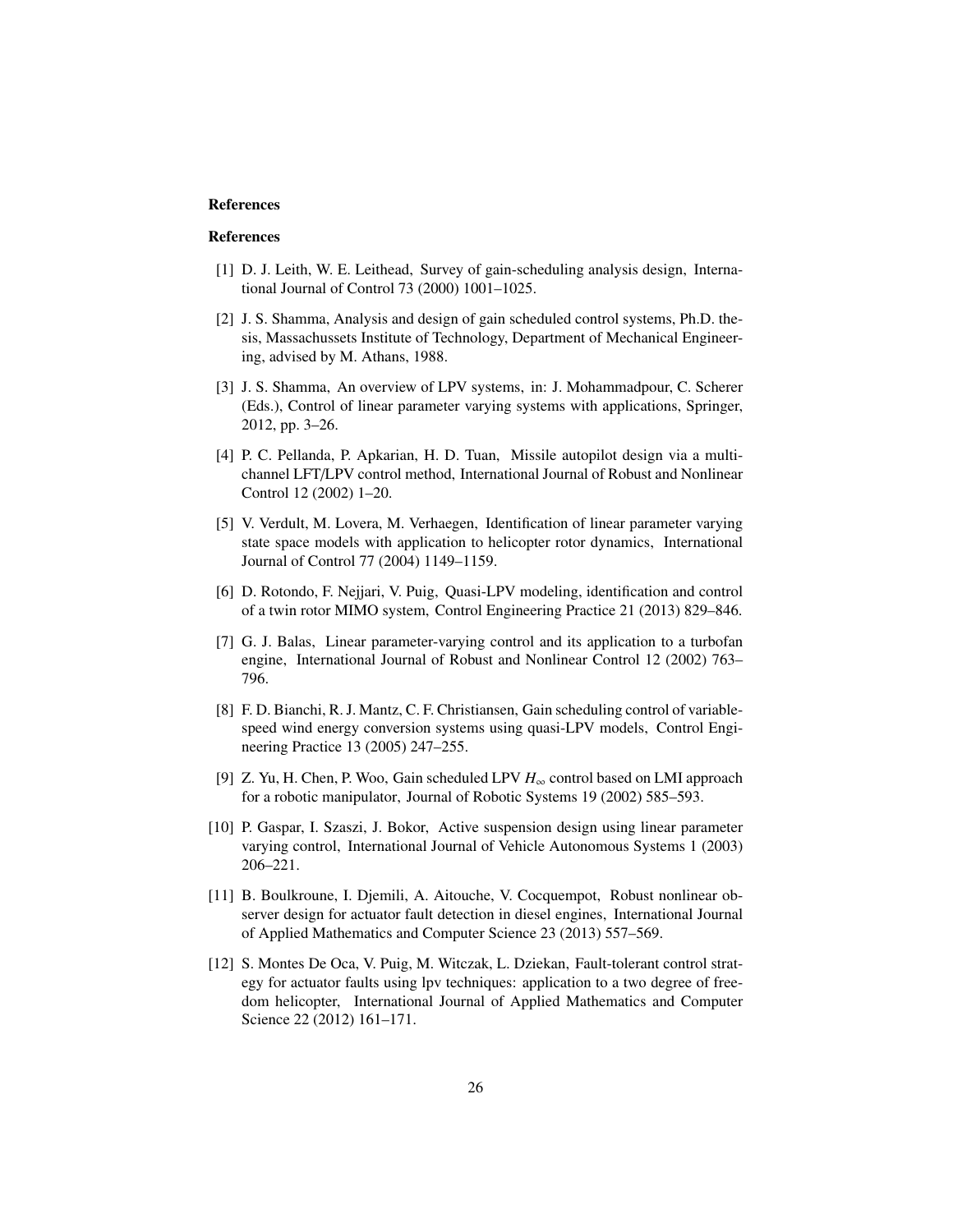## References

## References

[1] D. J. Leith, W. E. Leithead, Survey of gain-scheduling analysis design, International Journal of Control 73 (2000) 1001–1025.

[2] J. S. Shamma, Analysis and design of gain scheduled control systems, Ph.D. thesis, Massachussets Institute of Technology, Department of Mechanical Engineering, advised by M. Athans, 1988.

[3] J. S. Shamma, An overview of LPV systems, in: J. Mohammadpour, C. Scherer (Eds.), Control of linear parameter varying systems with applications, Springer, 2012, pp. 3–26.

[4] P. C. Pellanda, P. Apkarian, H. D. Tuan, Missile autopilot design via a multichannel LFT/LPV control method, International Journal of Robust and Nonlinear Control 12 (2002) 1–20.

[5] V. Verdult, M. Lovera, M. Verhaegen, Identification of linear parameter varying state space models with application to helicopter rotor dynamics, International Journal of Control 77 (2004) 1149–1159.

[6] D. Rotondo, F. Nejjari, V. Puig, Quasi-LPV modeling, identification and control of a twin rotor MIMO system, Control Engineering Practice 21 (2013) 829–846.

[7] G. J. Balas, Linear parameter-varying control and its application to a turbofan engine, International Journal of Robust and Nonlinear Control 12 (2002) 763–796.

[8] F. D. Bianchi, R. J. Mantz, C. F. Christiansen, Gain scheduling control of variable-speed wind energy conversion systems using quasi-LPV models, Control Engineering Practice 13 (2005) 247–255.

[9] Z. Yu, H. Chen, P. Woo, Gain scheduled LPV $H_\infty$ control based on LMI approach for a robotic manipulator, Journal of Robotic Systems 19 (2002) 585–593.

[10] P. Gaspar, I. Szaszi, J. Bokor, Active suspension design using linear parameter varying control, International Journal of Vehicle Autonomous Systems 1 (2003) 206–221.

[11] B. Boulkroune, I. Djemili, A. Aitouche, V. Cocquempot, Robust nonlinear observer design for actuator fault detection in diesel engines, International Journal of Applied Mathematics and Computer Science 23 (2013) 557–569.

[12] S. Montes De Oca, V. Puig, M. Witczak, L. Dziekan, Fault-tolerant control strategy for actuator faults using lpv techniques: application to a two degree of freedom helicopter, International Journal of Applied Mathematics and Computer Science 22 (2012) 161–171.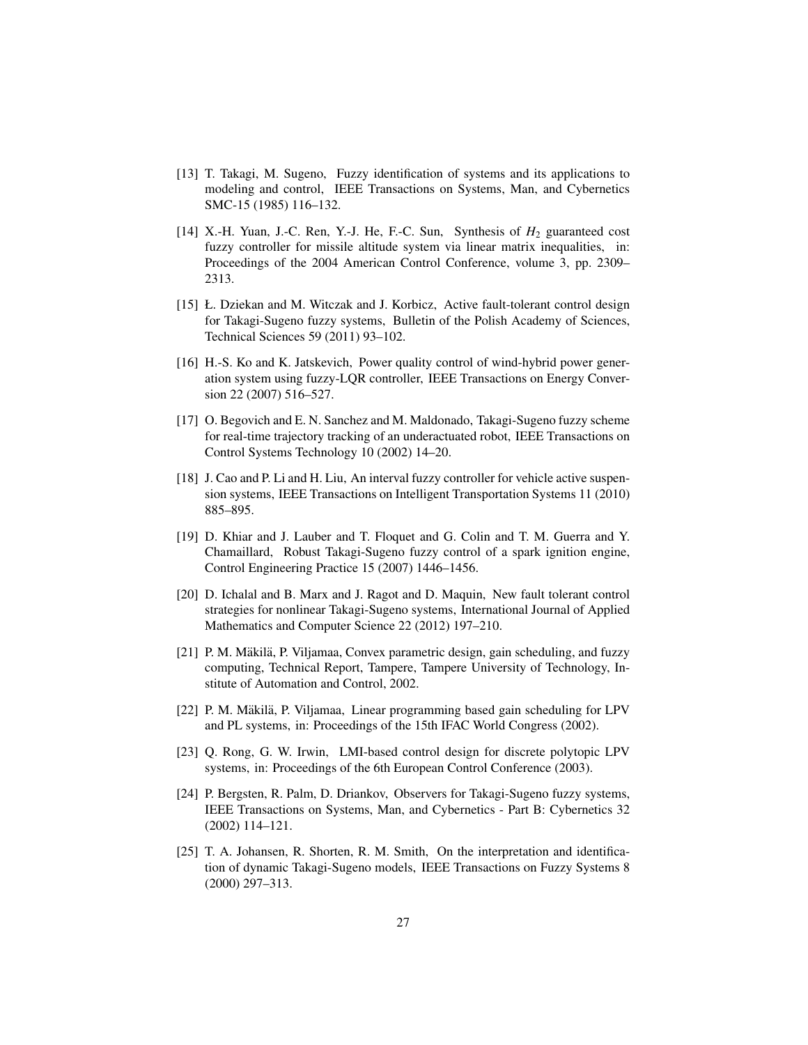[13] T. Takagi, M. Sugeno, Fuzzy identification of systems and its applications to modeling and control, IEEE Transactions on Systems, Man, and Cybernetics SMC-15 (1985) 116–132.

[14] X.-H. Yuan, J.-C. Ren, Y.-J. He, F.-C. Sun, Synthesis of $H_2$ guaranteed cost fuzzy controller for missile altitude system via linear matrix inequalities, in: Proceedings of the 2004 American Control Conference, volume 3, pp. 2309–2313.

[15] Ł. Dziekan and M. Witczak and J. Korbicz, Active fault-tolerant control design for Takagi-Sugeno fuzzy systems, Bulletin of the Polish Academy of Sciences, Technical Sciences 59 (2011) 93–102.

[16] H.-S. Ko and K. Jatskevich, Power quality control of wind-hybrid power generation system using fuzzy-LQR controller, IEEE Transactions on Energy Conversion 22 (2007) 516–527.

[17] O. Begovich and E. N. Sanchez and M. Maldonado, Takagi-Sugeno fuzzy scheme for real-time trajectory tracking of an underactuated robot, IEEE Transactions on Control Systems Technology 10 (2002) 14–20.

[18] J. Cao and P. Li and H. Liu, An interval fuzzy controller for vehicle active suspension systems, IEEE Transactions on Intelligent Transportation Systems 11 (2010) 885–895.

[19] D. Khiar and J. Lauber and T. Floquet and G. Colin and T. M. Guerra and Y. Chamaillard, Robust Takagi-Sugeno fuzzy control of a spark ignition engine, Control Engineering Practice 15 (2007) 1446–1456.

[20] D. Ichalal and B. Marx and J. Ragot and D. Maquin, New fault tolerant control strategies for nonlinear Takagi-Sugeno systems, International Journal of Applied Mathematics and Computer Science 22 (2012) 197–210.

[21] P. M. Mäkilä, P. Viljamaa, Convex parametric design, gain scheduling, and fuzzy computing, Technical Report, Tampere, Tampere University of Technology, Institute of Automation and Control, 2002.

[22] P. M. Mäkilä, P. Viljamaa, Linear programming based gain scheduling for LPV and PL systems, in: Proceedings of the 15th IFAC World Congress (2002).

[23] Q. Rong, G. W. Irwin, LMI-based control design for discrete polytopic LPV systems, in: Proceedings of the 6th European Control Conference (2003).

[24] P. Bergsten, R. Palm, D. Driankov, Observers for Takagi-Sugeno fuzzy systems, IEEE Transactions on Systems, Man, and Cybernetics - Part B: Cybernetics 32 (2002) 114–121.

[25] T. A. Johansen, R. Shorten, R. M. Smith, On the interpretation and identification of dynamic Takagi-Sugeno models, IEEE Transactions on Fuzzy Systems 8 (2000) 297–313.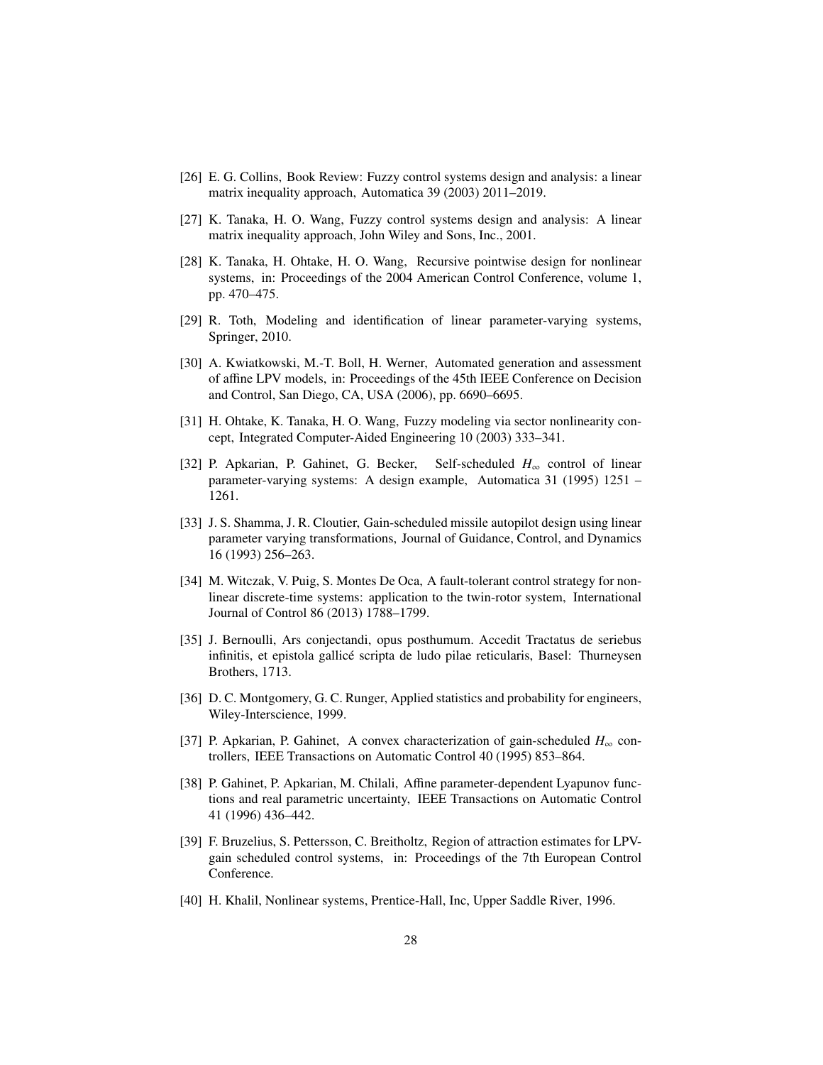[26] E. G. Collins, Book Review: Fuzzy control systems design and analysis: a linear matrix inequality approach, Automatica 39 (2003) 2011–2019.

[27] K. Tanaka, H. O. Wang, Fuzzy control systems design and analysis: A linear matrix inequality approach, John Wiley and Sons, Inc., 2001.

[28] K. Tanaka, H. Ohtake, H. O. Wang, Recursive pointwise design for nonlinear systems, in: Proceedings of the 2004 American Control Conference, volume 1, pp. 470–475.

[29] R. Toth, Modeling and identification of linear parameter-varying systems, Springer, 2010.

[30] A. Kwiatkowski, M.-T. Boll, H. Werner, Automated generation and assessment of affine LPV models, in: Proceedings of the 45th IEEE Conference on Decision and Control, San Diego, CA, USA (2006), pp. 6690–6695.

[31] H. Ohtake, K. Tanaka, H. O. Wang, Fuzzy modeling via sector nonlinearity concept, Integrated Computer-Aided Engineering 10 (2003) 333–341.

[32] P. Apkarian, P. Gahinet, G. Becker, Self-scheduled $H_\infty$ control of linear parameter-varying systems: A design example, Automatica 31 (1995) 1251 – 1261.

[33] J. S. Shamma, J. R. Cloutier, Gain-scheduled missile autopilot design using linear parameter varying transformations, Journal of Guidance, Control, and Dynamics 16 (1993) 256–263.

[34] M. Witczak, V. Puig, S. Montes De Oca, A fault-tolerant control strategy for nonlinear discrete-time systems: application to the twin-rotor system, International Journal of Control 86 (2013) 1788–1799.

[35] J. Bernoulli, Ars conjectandi, opus posthumum. Accedit Tractatus de seriebus infinitis, et epistola gallicé scripta de ludo pilae reticularis, Basel: Thurneysen Brothers, 1713.

[36] D. C. Montgomery, G. C. Runger, Applied statistics and probability for engineers, Wiley-Interscience, 1999.

[37] P. Apkarian, P. Gahinet, A convex characterization of gain-scheduled $H_\infty$ controllers, IEEE Transactions on Automatic Control 40 (1995) 853–864.

[38] P. Gahinet, P. Apkarian, M. Chilali, Affine parameter-dependent Lyapunov functions and real parametric uncertainty, IEEE Transactions on Automatic Control 41 (1996) 436–442.

[39] F. Bruzelius, S. Pettersson, C. Breitholtz, Region of attraction estimates for LPV-gain scheduled control systems, in: Proceedings of the 7th European Control Conference.

[40] H. Khalil, Nonlinear systems, Prentice-Hall, Inc, Upper Saddle River, 1996.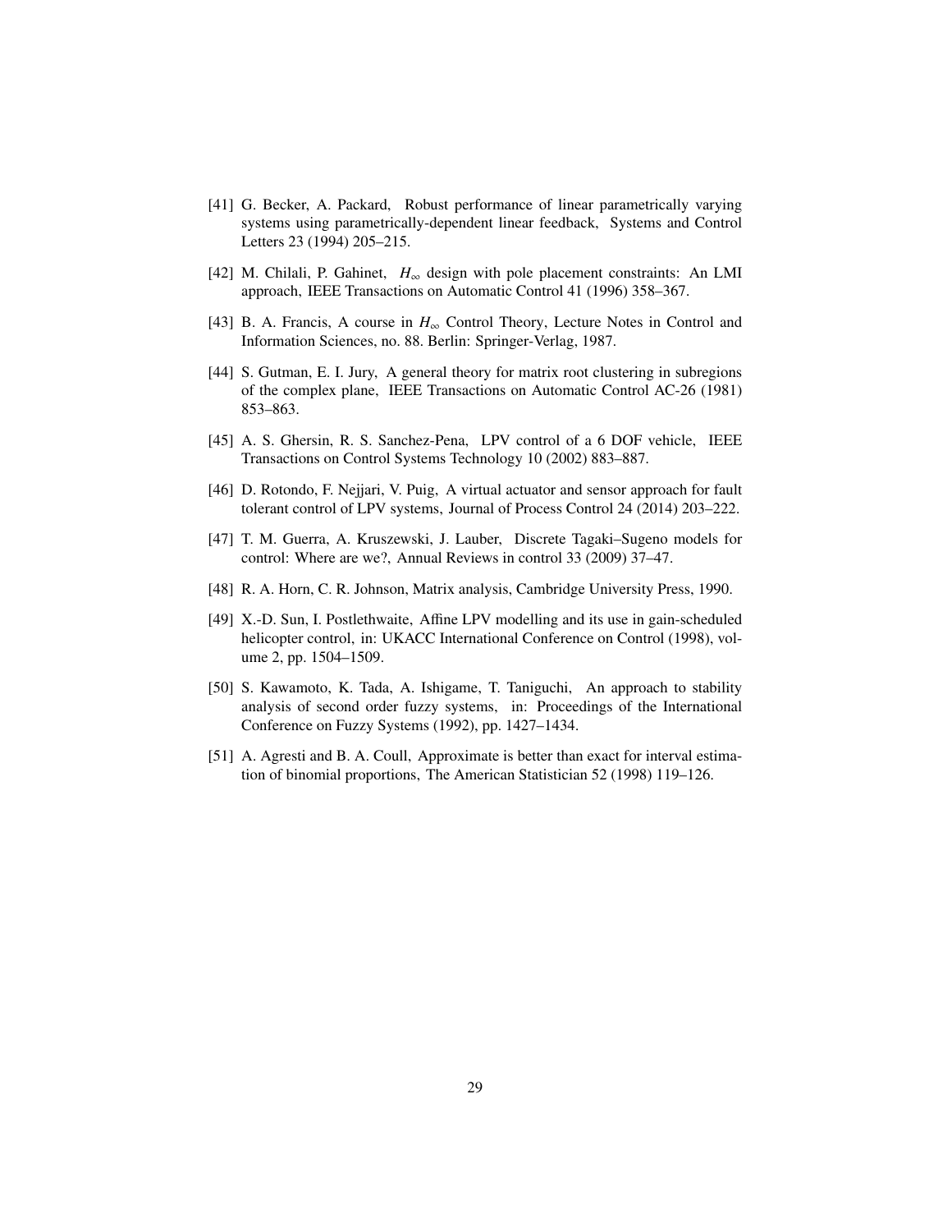[41] G. Becker, A. Packard, Robust performance of linear parametrically varying systems using parametrically-dependent linear feedback, Systems and Control Letters 23 (1994) 205–215.

[42] M. Chilali, P. Gahinet, $H_\infty$ design with pole placement constraints: An LMI approach, IEEE Transactions on Automatic Control 41 (1996) 358–367.

[43] B. A. Francis, A course in $H_\infty$ Control Theory, Lecture Notes in Control and Information Sciences, no. 88. Berlin: Springer-Verlag, 1987.

[44] S. Gutman, E. I. Jury, A general theory for matrix root clustering in subregions of the complex plane, IEEE Transactions on Automatic Control AC-26 (1981) 853–863.

[45] A. S. Ghersin, R. S. Sanchez-Pena, LPV control of a 6 DOF vehicle, IEEE Transactions on Control Systems Technology 10 (2002) 883–887.

[46] D. Rotondo, F. Nejjari, V. Puig, A virtual actuator and sensor approach for fault tolerant control of LPV systems, Journal of Process Control 24 (2014) 203–222.

[47] T. M. Guerra, A. Kruszewski, J. Lauber, Discrete Tagaki–Sugeno models for control: Where are we?, Annual Reviews in control 33 (2009) 37–47.

[48] R. A. Horn, C. R. Johnson, Matrix analysis, Cambridge University Press, 1990.

[49] X.-D. Sun, I. Postlethwaite, Affine LPV modelling and its use in gain-scheduled helicopter control, in: UKACC International Conference on Control (1998), volume 2, pp. 1504–1509.

[50] S. Kawamoto, K. Tada, A. Ishigame, T. Taniguchi, An approach to stability analysis of second order fuzzy systems, in: Proceedings of the International Conference on Fuzzy Systems (1992), pp. 1427–1434.

[51] A. Agresti and B. A. Coull, Approximate is better than exact for interval estimation of binomial proportions, The American Statistician 52 (1998) 119–126.